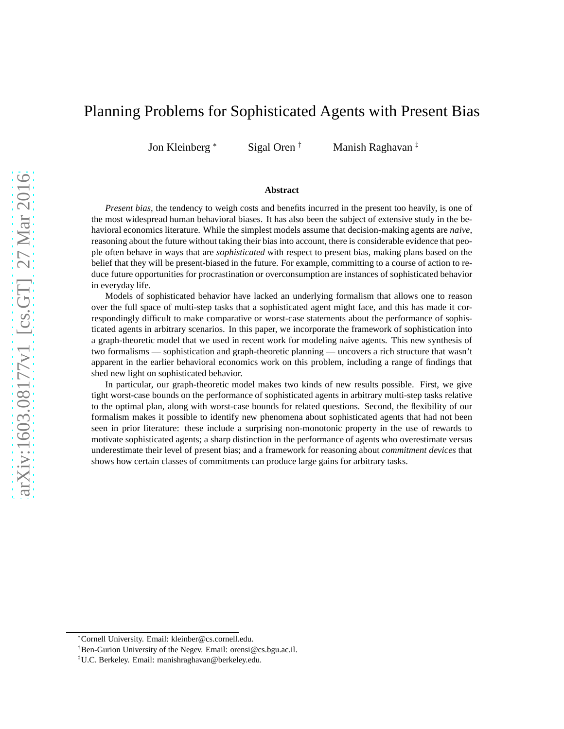# Planning Problems for Sophisticated Agents with Present Bias

Jon Kleinberg [*] Sigal Oren [†] Manish Raghavan [‡]

### Abstract

*Present bias*, the tendency to weigh costs and benefits incurred in the present too heavily, is one of the most widespread human behavioral biases. It has also been the subject of extensive study in the behavioral economics literature. While the simplest models assume that decision-making agents are *naive*, reasoning about the future without taking their bias into account, there is considerable evidence that people often behave in ways that are *sophisticated* with respect to present bias, making plans based on the belief that they will be present-biased in the future. For example, committing to a course of action to reduce future opportunities for procrastination or overconsumption are instances of sophisticated behavior in everyday life.

Models of sophisticated behavior have lacked an underlying formalism that allows one to reason over the full space of multi-step tasks that a sophisticated agent might face, and this has made it correspondingly difficult to make comparative or worst-case statements about the performance of sophisticated agents in arbitrary scenarios. In this paper, we incorporate the framework of sophistication into a graph-theoretic model that we used in recent work for modeling naive agents. This new synthesis of two formalisms — sophistication and graph-theoretic planning — uncovers a rich structure that wasn't apparent in the earlier behavioral economics work on this problem, including a range of findings that shed new light on sophisticated behavior.

In particular, our graph-theoretic model makes two kinds of new results possible. First, we give tight worst-case bounds on the performance of sophisticated agents in arbitrary multi-step tasks relative to the optimal plan, along with worst-case bounds for related questions. Second, the flexibility of our formalism makes it possible to identify new phenomena about sophisticated agents that had not been seen in prior literature: these include a surprising non-monotonic property in the use of rewards to motivate sophisticated agents; a sharp distinction in the performance of agents who overestimate versus underestimate their level of present bias; and a framework for reasoning about *commitment devices* that shows how certain classes of commitments can produce large gains for arbitrary tasks.

[*] Cornell University. Email: kleinber@cs.cornell.edu.

[†] Ben-Gurion University of the Negev. Email: orensi@cs.bgu.ac.il.

[‡] U.C. Berkeley. Email: manishraghavan@berkeley.edu.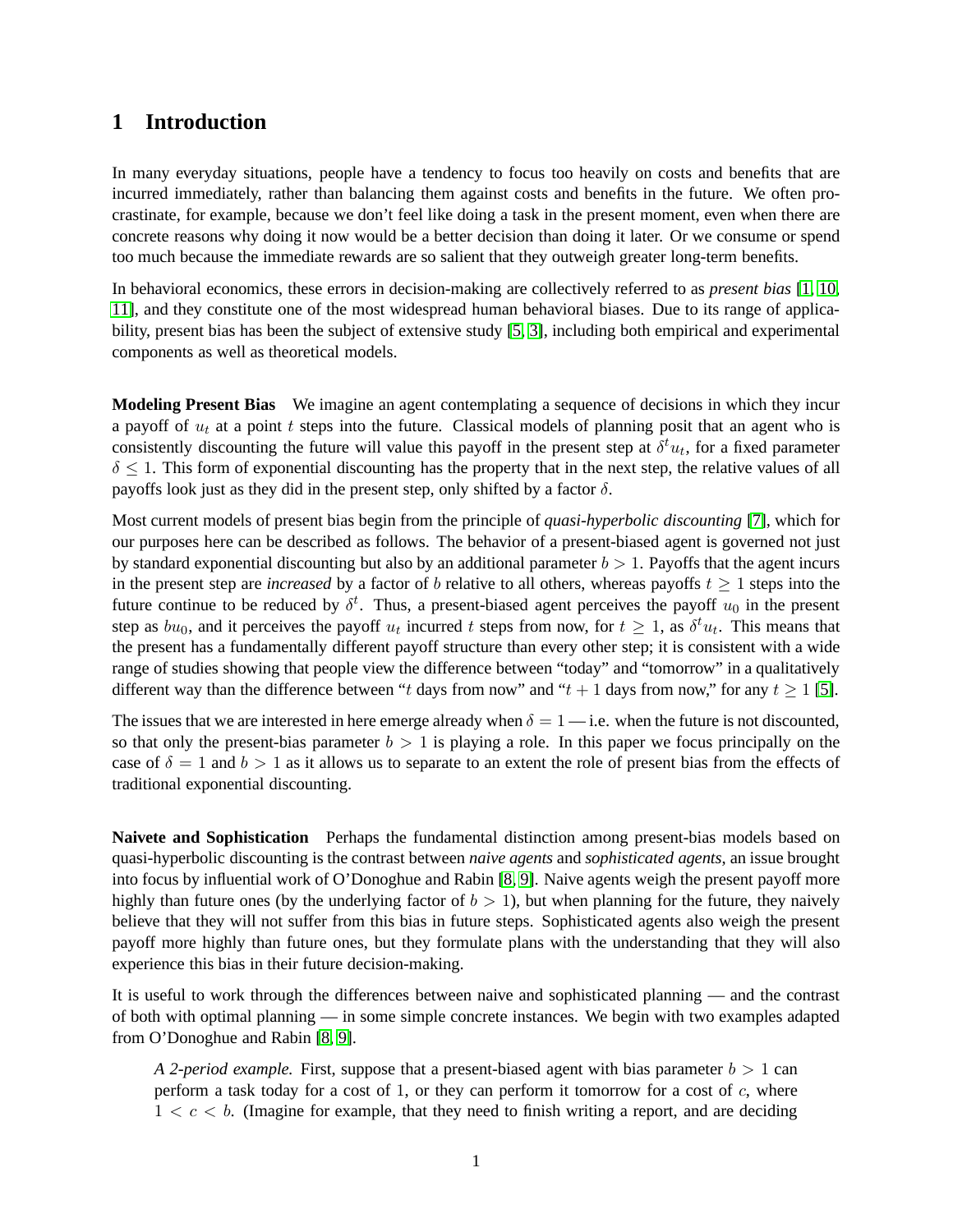# 1 Introduction

In many everyday situations, people have a tendency to focus too heavily on costs and benefits that are incurred immediately, rather than balancing them against costs and benefits in the future. We often procrastinate, for example, because we don't feel like doing a task in the present moment, even when there are concrete reasons why doing it now would be a better decision than doing it later. Or we consume or spend too much because the immediate rewards are so salient that they outweigh greater long-term benefits.

In behavioral economics, these errors in decision-making are collectively referred to as *present bias* [1, 10, 11], and they constitute one of the most widespread human behavioral biases. Due to its range of applicability, present bias has been the subject of extensive study [5, 3], including both empirical and experimental components as well as theoretical models.

**Modeling Present Bias** We imagine an agent contemplating a sequence of decisions in which they incur a payoff of $u_t$ at a point $t$ steps into the future. Classical models of planning posit that an agent who is consistently discounting the future will value this payoff in the present step at $\delta^t u_t$, for a fixed parameter $\delta \leq 1$. This form of exponential discounting has the property that in the next step, the relative values of all payoffs look just as they did in the present step, only shifted by a factor $\delta$.

Most current models of present bias begin from the principle of *quasi-hyperbolic discounting* [7], which for our purposes here can be described as follows. The behavior of a present-biased agent is governed not just by standard exponential discounting but also by an additional parameter $b > 1$. Payoffs that the agent incurs in the present step are *increased* by a factor of $b$ relative to all others, whereas payoffs $t \geq 1$ steps into the future continue to be reduced by $\delta^t$. Thus, a present-biased agent perceives the payoff $u_0$ in the present step as $bu_0$, and it perceives the payoff $u_t$ incurred $t$ steps from now, for $t \geq 1$, as $\delta^t u_t$. This means that the present has a fundamentally different payoff structure than every other step; it is consistent with a wide range of studies showing that people view the difference between "today" and "tomorrow" in a qualitatively different way than the difference between "$t$ days from now" and "$t+1$ days from now," for any $t \geq 1$ [5].

The issues that we are interested in here emerge already when $\delta = 1$ — i.e. when the future is not discounted, so that only the present-bias parameter $b > 1$ is playing a role. In this paper we focus principally on the case of $\delta = 1$ and $b > 1$ as it allows us to separate to an extent the role of present bias from the effects of traditional exponential discounting.

**Naivete and Sophistication** Perhaps the fundamental distinction among present-bias models based on quasi-hyperbolic discounting is the contrast between *naive agents* and *sophisticated agents*, an issue brought into focus by influential work of O'Donoghue and Rabin [8, 9]. Naive agents weigh the present payoff more highly than future ones (by the underlying factor of $b > 1$), but when planning for the future, they naively believe that they will not suffer from this bias in future steps. Sophisticated agents also weigh the present payoff more highly than future ones, but they formulate plans with the understanding that they will also experience this bias in their future decision-making.

It is useful to work through the differences between naive and sophisticated planning — and the contrast of both with optimal planning — in some simple concrete instances. We begin with two examples adapted from O'Donoghue and Rabin [8, 9].

> *A 2-period example.* First, suppose that a present-biased agent with bias parameter $b > 1$ can perform a task today for a cost of 1, or they can perform it tomorrow for a cost of $c$, where $1 < c < b$. (Imagine for example, that they need to finish writing a report, and are deciding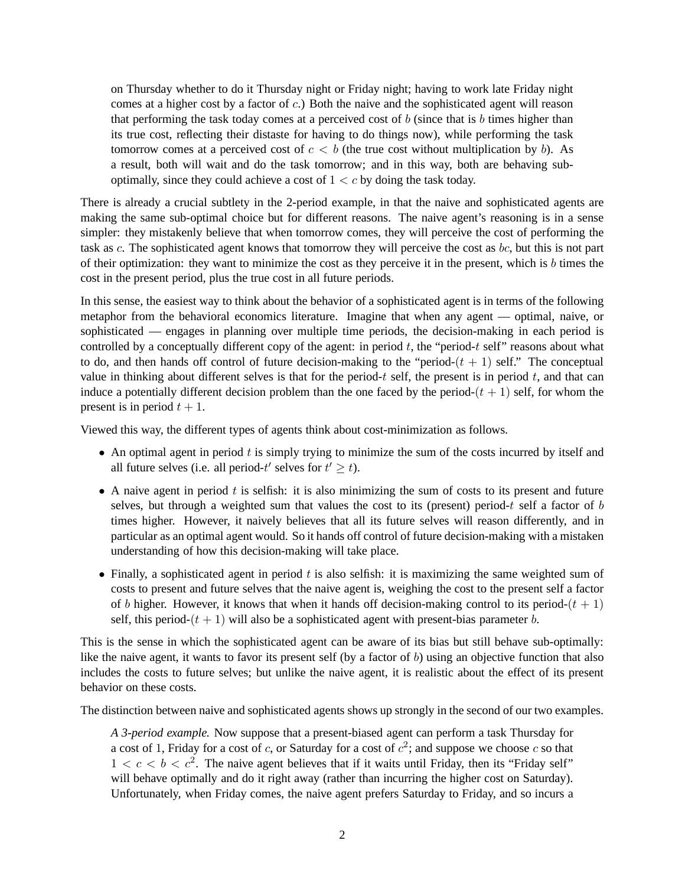on Thursday whether to do it Thursday night or Friday night; having to work late Friday night comes at a higher cost by a factor of $c$.) Both the naive and the sophisticated agent will reason that performing the task today comes at a perceived cost of $b$ (since that is $b$ times higher than its true cost, reflecting their distaste for having to do things now), while performing the task tomorrow comes at a perceived cost of $c < b$ (the true cost without multiplication by $b$). As a result, both will wait and do the task tomorrow; and in this way, both are behaving sub-optimally, since they could achieve a cost of $1 < c$ by doing the task today.

There is already a crucial subtlety in the 2-period example, in that the naive and sophisticated agents are making the same sub-optimal choice but for different reasons. The naive agent's reasoning is in a sense simpler: they mistakenly believe that when tomorrow comes, they will perceive the cost of performing the task as $c$. The sophisticated agent knows that tomorrow they will perceive the cost as $bc$, but this is not part of their optimization: they want to minimize the cost as they perceive it in the present, which is $b$ times the cost in the present period, plus the true cost in all future periods.

In this sense, the easiest way to think about the behavior of a sophisticated agent is in terms of the following metaphor from the behavioral economics literature. Imagine that when any agent — optimal, naive, or sophisticated — engages in planning over multiple time periods, the decision-making in each period is controlled by a conceptually different copy of the agent: in period $t$, the "period-$t$ self" reasons about what to do, and then hands off control of future decision-making to the "period-$(t+1)$ self." The conceptual value in thinking about different selves is that for the period-$t$ self, the present is in period $t$, and that can induce a potentially different decision problem than the one faced by the period-$(t+1)$ self, for whom the present is in period $t+1$.

Viewed this way, the different types of agents think about cost-minimization as follows.

- An optimal agent in period $t$ is simply trying to minimize the sum of the costs incurred by itself and all future selves (i.e. all period-$t'$ selves for $t' \geq t$).
- A naive agent in period $t$ is selfish: it is also minimizing the sum of costs to its present and future selves, but through a weighted sum that values the cost to its (present) period-$t$ self a factor of $b$ times higher. However, it naively believes that all its future selves will reason differently, and in particular as an optimal agent would. So it hands off control of future decision-making with a mistaken understanding of how this decision-making will take place.
- Finally, a sophisticated agent in period $t$ is also selfish: it is maximizing the same weighted sum of costs to present and future selves that the naive agent is, weighing the cost to the present self a factor of $b$ higher. However, it knows that when it hands off decision-making control to its period-$(t+1)$ self, this period-$(t+1)$ will also be a sophisticated agent with present-bias parameter $b$.

This is the sense in which the sophisticated agent can be aware of its bias but still behave sub-optimally: like the naive agent, it wants to favor its present self (by a factor of $b$) using an objective function that also includes the costs to future selves; but unlike the naive agent, it is realistic about the effect of its present behavior on these costs.

The distinction between naive and sophisticated agents shows up strongly in the second of our two examples.

*A 3-period example.* Now suppose that a present-biased agent can perform a task Thursday for a cost of 1, Friday for a cost of $c$, or Saturday for a cost of $c^2$; and suppose we choose $c$ so that $1 < c < b < c^2$. The naive agent believes that if it waits until Friday, then its "Friday self" will behave optimally and do it right away (rather than incurring the higher cost on Saturday). Unfortunately, when Friday comes, the naive agent prefers Saturday to Friday, and so incurs a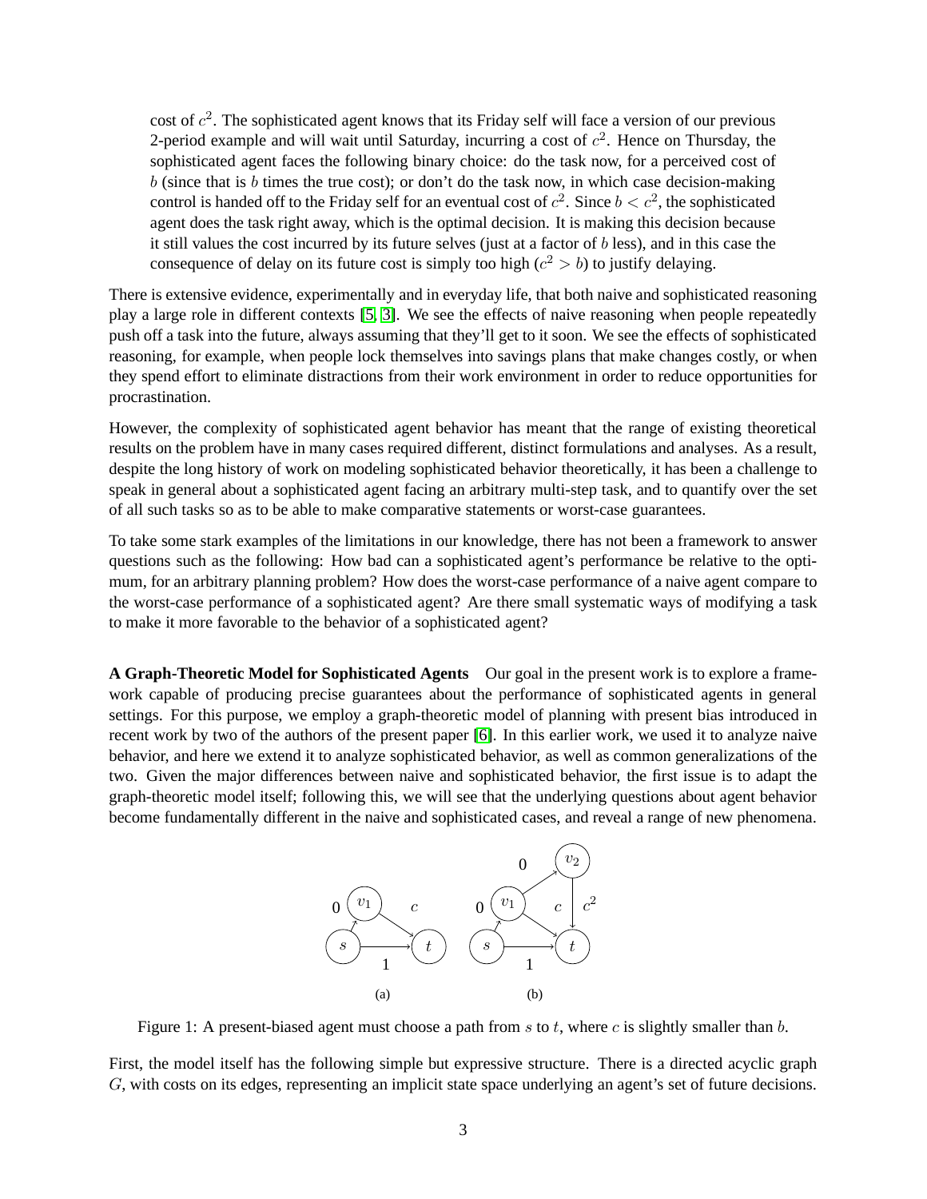cost of $c^2$. The sophisticated agent knows that its Friday self will face a version of our previous 2-period example and will wait until Saturday, incurring a cost of $c^2$. Hence on Thursday, the sophisticated agent faces the following binary choice: do the task now, for a perceived cost of $b$ (since that is $b$ times the true cost); or don't do the task now, in which case decision-making control is handed off to the Friday self for an eventual cost of $c^2$. Since $b < c^2$, the sophisticated agent does the task right away, which is the optimal decision. It is making this decision because it still values the cost incurred by its future selves (just at a factor of $b$ less), and in this case the consequence of delay on its future cost is simply too high ($c^2 > b$) to justify delaying.

There is extensive evidence, experimentally and in everyday life, that both naive and sophisticated reasoning play a large role in different contexts [5, 3]. We see the effects of naive reasoning when people repeatedly push off a task into the future, always assuming that they'll get to it soon. We see the effects of sophisticated reasoning, for example, when people lock themselves into savings plans that make changes costly, or when they spend effort to eliminate distractions from their work environment in order to reduce opportunities for procrastination.

However, the complexity of sophisticated agent behavior has meant that the range of existing theoretical results on the problem have in many cases required different, distinct formulations and analyses. As a result, despite the long history of work on modeling sophisticated behavior theoretically, it has been a challenge to speak in general about a sophisticated agent facing an arbitrary multi-step task, and to quantify over the set of all such tasks so as to be able to make comparative statements or worst-case guarantees.

To take some stark examples of the limitations in our knowledge, there has not been a framework to answer questions such as the following: How bad can a sophisticated agent's performance be relative to the optimum, for an arbitrary planning problem? How does the worst-case performance of a naive agent compare to the worst-case performance of a sophisticated agent? Are there small systematic ways of modifying a task to make it more favorable to the behavior of a sophisticated agent?

**A Graph-Theoretic Model for Sophisticated Agents** Our goal in the present work is to explore a framework capable of producing precise guarantees about the performance of sophisticated agents in general settings. For this purpose, we employ a graph-theoretic model of planning with present bias introduced in recent work by two of the authors of the present paper [6]. In this earlier work, we used it to analyze naive behavior, and here we extend it to analyze sophisticated behavior, as well as common generalizations of the two. Given the major differences between naive and sophisticated behavior, the first issue is to adapt the graph-theoretic model itself; following this, we will see that the underlying questions about agent behavior become fundamentally different in the naive and sophisticated cases, and reveal a range of new phenomena.

Figure 1: A present-biased agent must choose a path from $s$ to $t$, where $c$ is slightly smaller than $b$.

First, the model itself has the following simple but expressive structure. There is a directed acyclic graph $G$, with costs on its edges, representing an implicit state space underlying an agent's set of future decisions.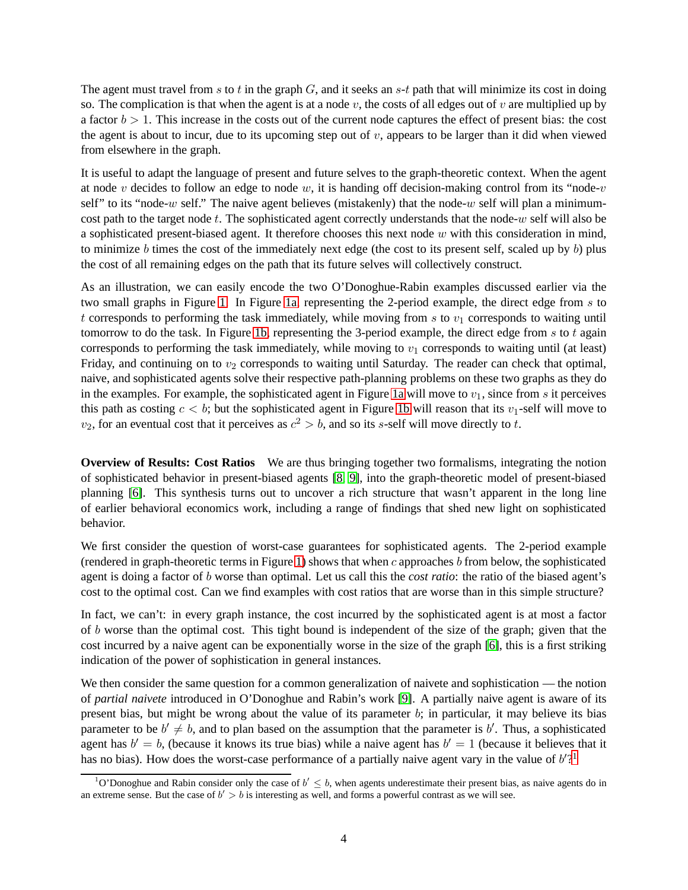The agent must travel from $s$ to $t$ in the graph $G$, and it seeks an $s$-$t$ path that will minimize its cost in doing so. The complication is that when the agent is at a node $v$, the costs of all edges out of $v$ are multiplied up by a factor $b > 1$. This increase in the costs out of the current node captures the effect of present bias: the cost the agent is about to incur, due to its upcoming step out of $v$, appears to be larger than it did when viewed from elsewhere in the graph.

It is useful to adapt the language of present and future selves to the graph-theoretic context. When the agent at node $v$ decides to follow an edge to node $w$, it is handing off decision-making control from its "node-$v$ self" to its "node-$w$ self." The naive agent believes (mistakenly) that the node-$w$ self will plan a minimum-cost path to the target node $t$. The sophisticated agent correctly understands that the node-$w$ self will also be a sophisticated present-biased agent. It therefore chooses this next node $w$ with this consideration in mind, to minimize $b$ times the cost of the immediately next edge (the cost to its present self, scaled up by $b$) plus the cost of all remaining edges on the path that its future selves will collectively construct.

As an illustration, we can easily encode the two O'Donoghue-Rabin examples discussed earlier via the two small graphs in Figure 1. In Figure 1a, representing the 2-period example, the direct edge from $s$ to $t$ corresponds to performing the task immediately, while moving from $s$ to $v_1$ corresponds to waiting until tomorrow to do the task. In Figure 1b, representing the 3-period example, the direct edge from $s$ to $t$ again corresponds to performing the task immediately, while moving to $v_1$ corresponds to waiting until (at least) Friday, and continuing on to $v_2$ corresponds to waiting until Saturday. The reader can check that optimal, naive, and sophisticated agents solve their respective path-planning problems on these two graphs as they do in the examples. For example, the sophisticated agent in Figure 1a will move to $v_1$, since from $s$ it perceives this path as costing $c < b$; but the sophisticated agent in Figure 1b will reason that its $v_1$-self will move to $v_2$, for an eventual cost that it perceives as $c^2 > b$, and so its $s$-self will move directly to $t$.

**Overview of Results: Cost Ratios** We are thus bringing together two formalisms, integrating the notion of sophisticated behavior in present-biased agents [8, 9], into the graph-theoretic model of present-biased planning [6]. This synthesis turns out to uncover a rich structure that wasn't apparent in the long line of earlier behavioral economics work, including a range of findings that shed new light on sophisticated behavior.

We first consider the question of worst-case guarantees for sophisticated agents. The 2-period example (rendered in graph-theoretic terms in Figure 1) shows that when $c$ approaches $b$ from below, the sophisticated agent is doing a factor of $b$ worse than optimal. Let us call this the *cost ratio*: the ratio of the biased agent's cost to the optimal cost. Can we find examples with cost ratios that are worse than in this simple structure?

In fact, we can't: in every graph instance, the cost incurred by the sophisticated agent is at most a factor of $b$ worse than the optimal cost. This tight bound is independent of the size of the graph; given that the cost incurred by a naive agent can be exponentially worse in the size of the graph [6], this is a first striking indication of the power of sophistication in general instances.

We then consider the same question for a common generalization of naivete and sophistication — the notion of *partial naivete* introduced in O'Donoghue and Rabin's work [9]. A partially naive agent is aware of its present bias, but might be wrong about the value of its parameter $b$; in particular, it may believe its bias parameter to be $b' \neq b$, and to plan based on the assumption that the parameter is $b'$. Thus, a sophisticated agent has $b' = b$, (because it knows its true bias) while a naive agent has $b' = 1$ (because it believes that it has no bias). How does the worst-case performance of a partially naive agent vary in the value of $b'$?[1]

[1] O'Donoghue and Rabin consider only the case of $b' \leq b$, when agents underestimate their present bias, as naive agents do in an extreme sense. But the case of $b' > b$ is interesting as well, and forms a powerful contrast as we will see.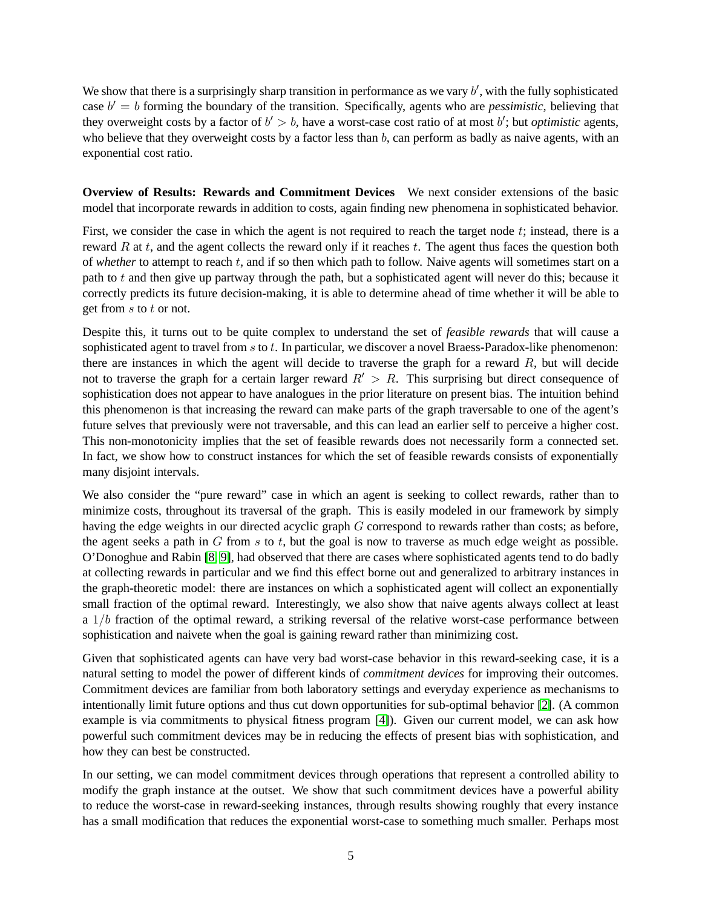We show that there is a surprisingly sharp transition in performance as we vary $b'$, with the fully sophisticated case $b' = b$ forming the boundary of the transition. Specifically, agents who are *pessimistic*, believing that they overweight costs by a factor of $b' > b$, have a worst-case cost ratio of at most $b'$; but *optimistic* agents, who believe that they overweight costs by a factor less than $b$, can perform as badly as naive agents, with an exponential cost ratio.

**Overview of Results: Rewards and Commitment Devices** We next consider extensions of the basic model that incorporate rewards in addition to costs, again finding new phenomena in sophisticated behavior.

First, we consider the case in which the agent is not required to reach the target node $t$; instead, there is a reward $R$ at $t$, and the agent collects the reward only if it reaches $t$. The agent thus faces the question both of *whether* to attempt to reach $t$, and if so then which path to follow. Naive agents will sometimes start on a path to $t$ and then give up partway through the path, but a sophisticated agent will never do this; because it correctly predicts its future decision-making, it is able to determine ahead of time whether it will be able to get from $s$ to $t$ or not.

Despite this, it turns out to be quite complex to understand the set of *feasible rewards* that will cause a sophisticated agent to travel from $s$ to $t$. In particular, we discover a novel Braess-Paradox-like phenomenon: there are instances in which the agent will decide to traverse the graph for a reward $R$, but will decide not to traverse the graph for a certain larger reward $R' > R$. This surprising but direct consequence of sophistication does not appear to have analogues in the prior literature on present bias. The intuition behind this phenomenon is that increasing the reward can make parts of the graph traversable to one of the agent's future selves that previously were not traversable, and this can lead an earlier self to perceive a higher cost. This non-monotonicity implies that the set of feasible rewards does not necessarily form a connected set. In fact, we show how to construct instances for which the set of feasible rewards consists of exponentially many disjoint intervals.

We also consider the "pure reward" case in which an agent is seeking to collect rewards, rather than to minimize costs, throughout its traversal of the graph. This is easily modeled in our framework by simply having the edge weights in our directed acyclic graph $G$ correspond to rewards rather than costs; as before, the agent seeks a path in $G$ from $s$ to $t$, but the goal is now to traverse as much edge weight as possible. O'Donoghue and Rabin [8, 9], had observed that there are cases where sophisticated agents tend to do badly at collecting rewards in particular and we find this effect borne out and generalized to arbitrary instances in the graph-theoretic model: there are instances on which a sophisticated agent will collect an exponentially small fraction of the optimal reward. Interestingly, we also show that naive agents always collect at least a $1/b$ fraction of the optimal reward, a striking reversal of the relative worst-case performance between sophistication and naivete when the goal is gaining reward rather than minimizing cost.

Given that sophisticated agents can have very bad worst-case behavior in this reward-seeking case, it is a natural setting to model the power of different kinds of *commitment devices* for improving their outcomes. Commitment devices are familiar from both laboratory settings and everyday experience as mechanisms to intentionally limit future options and thus cut down opportunities for sub-optimal behavior [2]. (A common example is via commitments to physical fitness program [4]). Given our current model, we can ask how powerful such commitment devices may be in reducing the effects of present bias with sophistication, and how they can best be constructed.

In our setting, we can model commitment devices through operations that represent a controlled ability to modify the graph instance at the outset. We show that such commitment devices have a powerful ability to reduce the worst-case in reward-seeking instances, through results showing roughly that every instance has a small modification that reduces the exponential worst-case to something much smaller. Perhaps most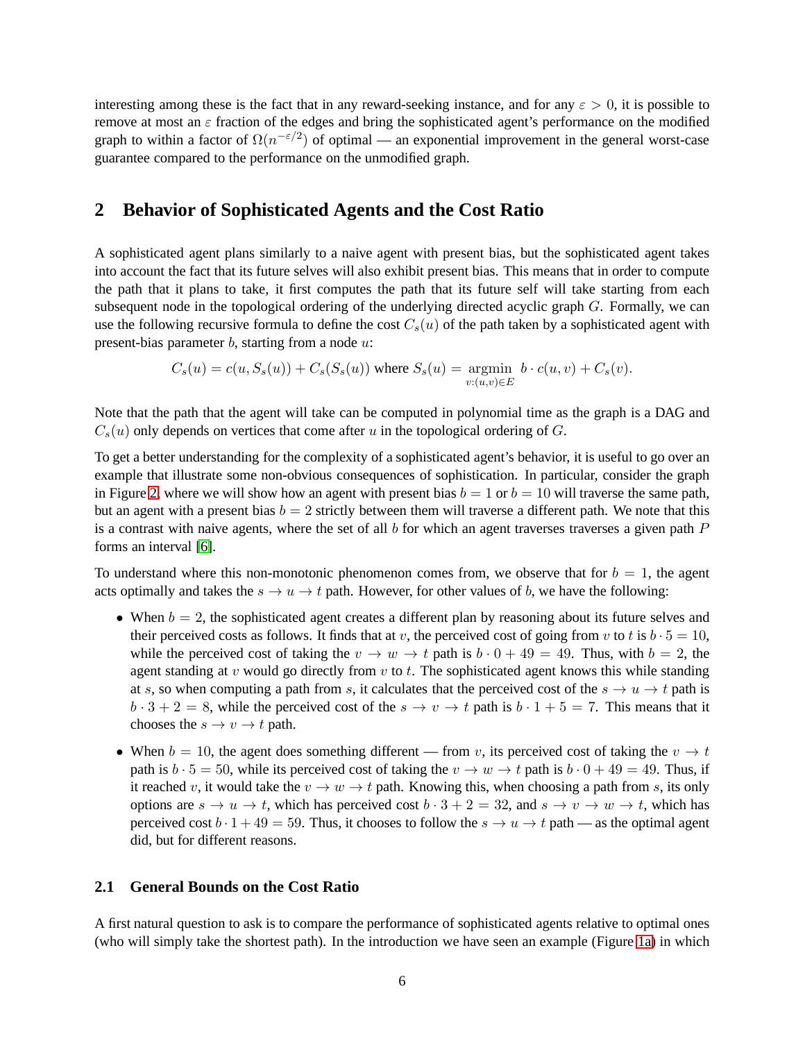interesting among these is the fact that in any reward-seeking instance, and for any $\varepsilon > 0$, it is possible to remove at most an $\varepsilon$ fraction of the edges and bring the sophisticated agent's performance on the modified graph to within a factor of $\Omega(n^{-\varepsilon/2})$ of optimal — an exponential improvement in the general worst-case guarantee compared to the performance on the unmodified graph.

## 2 Behavior of Sophisticated Agents and the Cost Ratio

A sophisticated agent plans similarly to a naive agent with present bias, but the sophisticated agent takes into account the fact that its future selves will also exhibit present bias. This means that in order to compute the path that it plans to take, it first computes the path that its future self will take starting from each subsequent node in the topological ordering of the underlying directed acyclic graph $G$. Formally, we can use the following recursive formula to define the cost $C_s(u)$ of the path taken by a sophisticated agent with present-bias parameter $b$, starting from a node $u$:

$$C_s(u) = c(u, S_s(u)) + C_s(S_s(u)) \text{ where } S_s(u) = \underset{v:(u,v)\in E}{\operatorname{argmin}}\ b \cdot c(u,v) + C_s(v).$$

Note that the path that the agent will take can be computed in polynomial time as the graph is a DAG and $C_s(u)$ only depends on vertices that come after $u$ in the topological ordering of $G$.

To get a better understanding for the complexity of a sophisticated agent's behavior, it is useful to go over an example that illustrate some non-obvious consequences of sophistication. In particular, consider the graph in Figure 2, where we will show how an agent with present bias $b = 1$ or $b = 10$ will traverse the same path, but an agent with a present bias $b = 2$ strictly between them will traverse a different path. We note that this is a contrast with naive agents, where the set of all $b$ for which an agent traverses traverses a given path $P$ forms an interval [6].

To understand where this non-monotonic phenomenon comes from, we observe that for $b = 1$, the agent acts optimally and takes the $s \to u \to t$ path. However, for other values of $b$, we have the following:

- When $b = 2$, the sophisticated agent creates a different plan by reasoning about its future selves and their perceived costs as follows. It finds that at $v$, the perceived cost of going from $v$ to $t$ is $b \cdot 5 = 10$, while the perceived cost of taking the $v \to w \to t$ path is $b \cdot 0 + 49 = 49$. Thus, with $b = 2$, the agent standing at $v$ would go directly from $v$ to $t$. The sophisticated agent knows this while standing at $s$, so when computing a path from $s$, it calculates that the perceived cost of the $s \to u \to t$ path is $b \cdot 3 + 2 = 8$, while the perceived cost of the $s \to v \to t$ path is $b \cdot 1 + 5 = 7$. This means that it chooses the $s \to v \to t$ path.
- When $b = 10$, the agent does something different — from $v$, its perceived cost of taking the $v \to t$ path is $b \cdot 5 = 50$, while its perceived cost of taking the $v \to w \to t$ path is $b \cdot 0 + 49 = 49$. Thus, if it reached $v$, it would take the $v \to w \to t$ path. Knowing this, when choosing a path from $s$, its only options are $s \to u \to t$, which has perceived cost $b \cdot 3 + 2 = 32$, and $s \to v \to w \to t$, which has perceived cost $b \cdot 1 + 49 = 59$. Thus, it chooses to follow the $s \to u \to t$ path — as the optimal agent did, but for different reasons.

### 2.1 General Bounds on the Cost Ratio

A first natural question to ask is to compare the performance of sophisticated agents relative to optimal ones (who will simply take the shortest path). In the introduction we have seen an example (Figure 1a) in which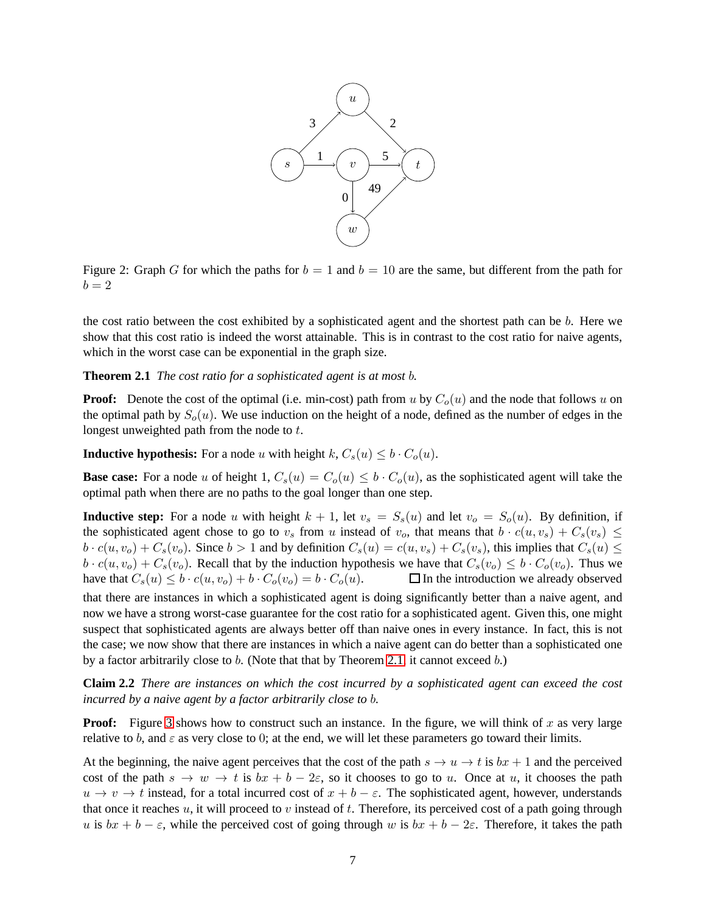Figure 2: Graph $G$ for which the paths for $b = 1$ and $b = 10$ are the same, but different from the path for $b = 2$

the cost ratio between the cost exhibited by a sophisticated agent and the shortest path can be $b$. Here we show that this cost ratio is indeed the worst attainable. This is in contrast to the cost ratio for naive agents, which in the worst case can be exponential in the graph size.

**Theorem 2.1** *The cost ratio for a sophisticated agent is at most $b$.*

**Proof:** Denote the cost of the optimal (i.e. min-cost) path from $u$ by $C_o(u)$ and the node that follows $u$ on the optimal path by $S_o(u)$. We use induction on the height of a node, defined as the number of edges in the longest unweighted path from the node to $t$.

**Inductive hypothesis:** For a node $u$ with height $k$, $C_s(u) \leq b \cdot C_o(u)$.

**Base case:** For a node $u$ of height 1, $C_s(u) = C_o(u) \leq b \cdot C_o(u)$, as the sophisticated agent will take the optimal path when there are no paths to the goal longer than one step.

**Inductive step:** For a node $u$ with height $k + 1$, let $v_s = S_s(u)$ and let $v_o = S_o(u)$. By definition, if the sophisticated agent chose to go to $v_s$ from $u$ instead of $v_o$, that means that $b \cdot c(u, v_s) + C_s(v_s) \leq b \cdot c(u, v_o) + C_s(v_o)$. Since $b > 1$ and by definition $C_s(u) = c(u, v_s) + C_s(v_s)$, this implies that $C_s(u) \leq b \cdot c(u, v_o) + C_s(v_o)$. Recall that by the induction hypothesis we have that $C_s(v_o) \leq b \cdot C_o(v_o)$. Thus we have that $C_s(u) \leq b \cdot c(u, v_o) + b \cdot C_o(v_o) = b \cdot C_o(u)$. □ In the introduction we already observed that there are instances in which a sophisticated agent is doing significantly better than a naive agent, and now we have a strong worst-case guarantee for the cost ratio for a sophisticated agent. Given this, one might suspect that sophisticated agents are always better off than naive ones in every instance. In fact, this is not the case; we now show that there are instances in which a naive agent can do better than a sophisticated one by a factor arbitrarily close to $b$. (Note that that by Theorem 2.1 it cannot exceed $b$.)

**Claim 2.2** *There are instances on which the cost incurred by a sophisticated agent can exceed the cost incurred by a naive agent by a factor arbitrarily close to $b$.*

**Proof:** Figure 3 shows how to construct such an instance. In the figure, we will think of $x$ as very large relative to $b$, and $\varepsilon$ as very close to 0; at the end, we will let these parameters go toward their limits.

At the beginning, the naive agent perceives that the cost of the path $s \to u \to t$ is $bx + 1$ and the perceived cost of the path $s \to w \to t$ is $bx + b - 2\varepsilon$, so it chooses to go to $u$. Once at $u$, it chooses the path $u \to v \to t$ instead, for a total incurred cost of $x + b - \varepsilon$. The sophisticated agent, however, understands that once it reaches $u$, it will proceed to $v$ instead of $t$. Therefore, its perceived cost of a path going through $u$ is $bx + b - \varepsilon$, while the perceived cost of going through $w$ is $bx + b - 2\varepsilon$. Therefore, it takes the path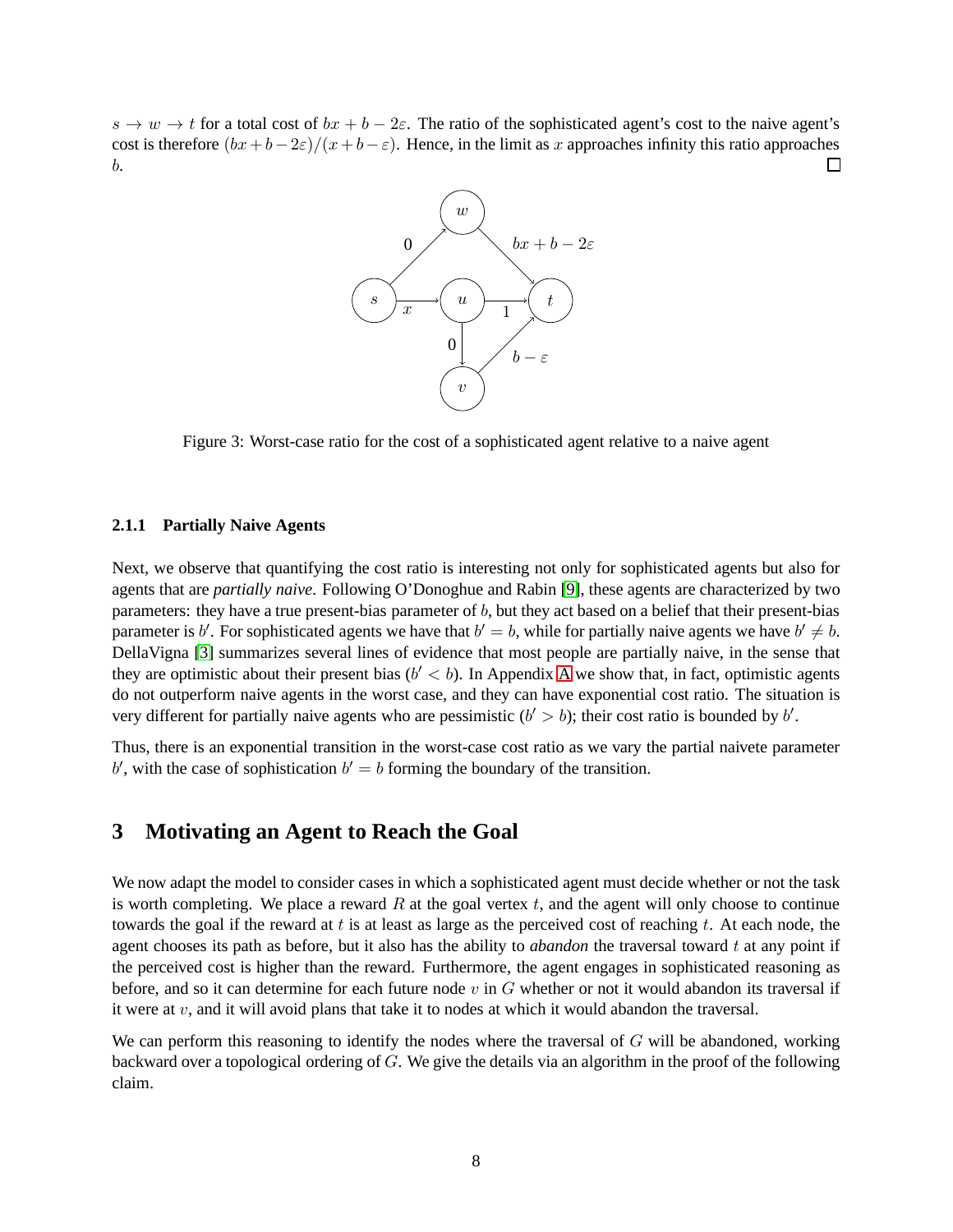$s \to w \to t$ for a total cost of $bx + b - 2\varepsilon$. The ratio of the sophisticated agent's cost to the naive agent's cost is therefore $(bx + b - 2\varepsilon)/(x + b - \varepsilon)$. Hence, in the limit as $x$ approaches infinity this ratio approaches $b$. □

Figure 3: Worst-case ratio for the cost of a sophisticated agent relative to a naive agent

#### 2.1.1 Partially Naive Agents

Next, we observe that quantifying the cost ratio is interesting not only for sophisticated agents but also for agents that are *partially naive*. Following O'Donoghue and Rabin [9], these agents are characterized by two parameters: they have a true present-bias parameter of $b$, but they act based on a belief that their present-bias parameter is $b'$. For sophisticated agents we have that $b' = b$, while for partially naive agents we have $b' \neq b$. DellaVigna [3] summarizes several lines of evidence that most people are partially naive, in the sense that they are optimistic about their present bias ($b' < b$). In Appendix A we show that, in fact, optimistic agents do not outperform naive agents in the worst case, and they can have exponential cost ratio. The situation is very different for partially naive agents who are pessimistic ($b' > b$); their cost ratio is bounded by $b'$.

Thus, there is an exponential transition in the worst-case cost ratio as we vary the partial naivete parameter $b'$, with the case of sophistication $b' = b$ forming the boundary of the transition.

## 3 Motivating an Agent to Reach the Goal

We now adapt the model to consider cases in which a sophisticated agent must decide whether or not the task is worth completing. We place a reward $R$ at the goal vertex $t$, and the agent will only choose to continue towards the goal if the reward at $t$ is at least as large as the perceived cost of reaching $t$. At each node, the agent chooses its path as before, but it also has the ability to *abandon* the traversal toward $t$ at any point if the perceived cost is higher than the reward. Furthermore, the agent engages in sophisticated reasoning as before, and so it can determine for each future node $v$ in $G$ whether or not it would abandon its traversal if it were at $v$, and it will avoid plans that take it to nodes at which it would abandon the traversal.

We can perform this reasoning to identify the nodes where the traversal of $G$ will be abandoned, working backward over a topological ordering of $G$. We give the details via an algorithm in the proof of the following claim.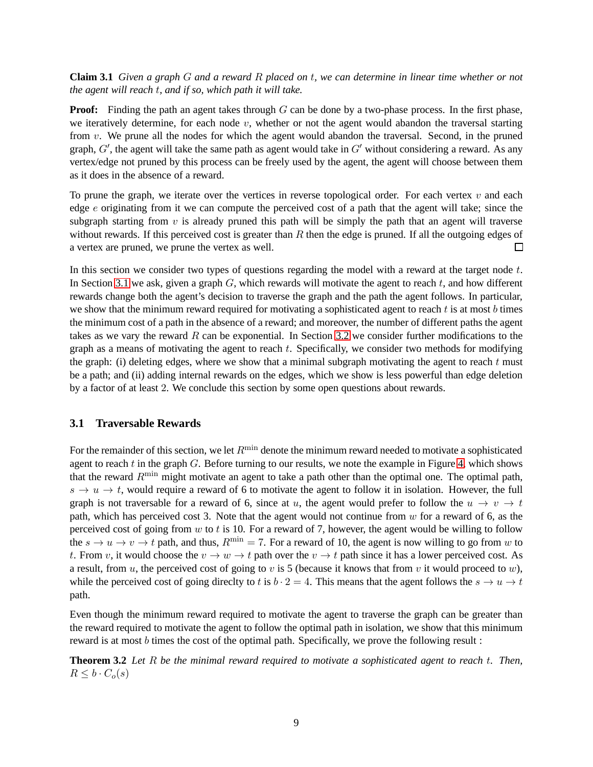**Claim 3.1** *Given a graph $G$ and a reward $R$ placed on $t$, we can determine in linear time whether or not the agent will reach $t$, and if so, which path it will take.*

**Proof:** Finding the path an agent takes through $G$ can be done by a two-phase process. In the first phase, we iteratively determine, for each node $v$, whether or not the agent would abandon the traversal starting from $v$. We prune all the nodes for which the agent would abandon the traversal. Second, in the pruned graph, $G'$, the agent will take the same path as agent would take in $G'$ without considering a reward. As any vertex/edge not pruned by this process can be freely used by the agent, the agent will choose between them as it does in the absence of a reward.

To prune the graph, we iterate over the vertices in reverse topological order. For each vertex $v$ and each edge $e$ originating from it we can compute the perceived cost of a path that the agent will take; since the subgraph starting from $v$ is already pruned this path will be simply the path that an agent will traverse without rewards. If this perceived cost is greater than $R$ then the edge is pruned. If all the outgoing edges of a vertex are pruned, we prune the vertex as well. □

In this section we consider two types of questions regarding the model with a reward at the target node $t$. In Section 3.1 we ask, given a graph $G$, which rewards will motivate the agent to reach $t$, and how different rewards change both the agent's decision to traverse the graph and the path the agent follows. In particular, we show that the minimum reward required for motivating a sophisticated agent to reach $t$ is at most $b$ times the minimum cost of a path in the absence of a reward; and moreover, the number of different paths the agent takes as we vary the reward $R$ can be exponential. In Section 3.2 we consider further modifications to the graph as a means of motivating the agent to reach $t$. Specifically, we consider two methods for modifying the graph: (i) deleting edges, where we show that a minimal subgraph motivating the agent to reach $t$ must be a path; and (ii) adding internal rewards on the edges, which we show is less powerful than edge deletion by a factor of at least 2. We conclude this section by some open questions about rewards.

### 3.1 Traversable Rewards

For the remainder of this section, we let $R^{\min}$ denote the minimum reward needed to motivate a sophisticated agent to reach $t$ in the graph $G$. Before turning to our results, we note the example in Figure 4, which shows that the reward $R^{\min}$ might motivate an agent to take a path other than the optimal one. The optimal path, $s \to u \to t$, would require a reward of 6 to motivate the agent to follow it in isolation. However, the full graph is not traversable for a reward of 6, since at $u$, the agent would prefer to follow the $u \to v \to t$ path, which has perceived cost 3. Note that the agent would not continue from $w$ for a reward of 6, as the perceived cost of going from $w$ to $t$ is 10. For a reward of 7, however, the agent would be willing to follow the $s \to u \to v \to t$ path, and thus, $R^{\min} = 7$. For a reward of 10, the agent is now willing to go from $w$ to $t$. From $v$, it would choose the $v \to w \to t$ path over the $v \to t$ path since it has a lower perceived cost. As a result, from $u$, the perceived cost of going to $v$ is 5 (because it knows that from $v$ it would proceed to $w$), while the perceived cost of going direclty to $t$ is $b \cdot 2 = 4$. This means that the agent follows the $s \to u \to t$ path.

Even though the minimum reward required to motivate the agent to traverse the graph can be greater than the reward required to motivate the agent to follow the optimal path in isolation, we show that this minimum reward is at most $b$ times the cost of the optimal path. Specifically, we prove the following result :

**Theorem 3.2** *Let $R$ be the minimal reward required to motivate a sophisticated agent to reach $t$. Then, $R \leq b \cdot C_o(s)$*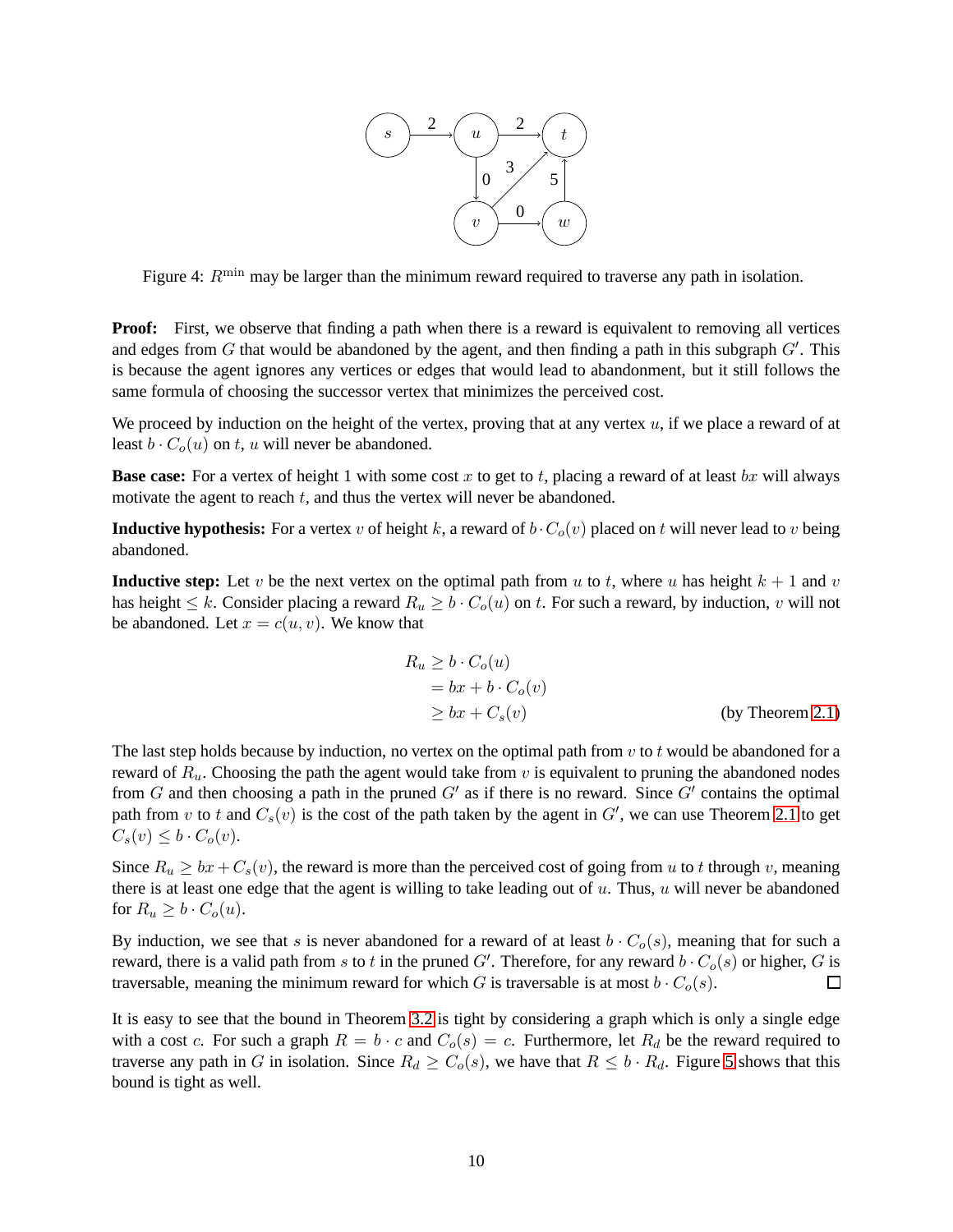Figure 4: $R^{\min}$ may be larger than the minimum reward required to traverse any path in isolation.

**Proof:** First, we observe that finding a path when there is a reward is equivalent to removing all vertices and edges from $G$ that would be abandoned by the agent, and then finding a path in this subgraph $G'$. This is because the agent ignores any vertices or edges that would lead to abandonment, but it still follows the same formula of choosing the successor vertex that minimizes the perceived cost.

We proceed by induction on the height of the vertex, proving that at any vertex $u$, if we place a reward of at least $b \cdot C_o(u)$ on $t$, $u$ will never be abandoned.

**Base case:** For a vertex of height 1 with some cost $x$ to get to $t$, placing a reward of at least $bx$ will always motivate the agent to reach $t$, and thus the vertex will never be abandoned.

**Inductive hypothesis:** For a vertex $v$ of height $k$, a reward of $b \cdot C_o(v)$ placed on $t$ will never lead to $v$ being abandoned.

**Inductive step:** Let $v$ be the next vertex on the optimal path from $u$ to $t$, where $u$ has height $k+1$ and $v$ has height $\leq k$. Consider placing a reward $R_u \geq b \cdot C_o(u)$ on $t$. For such a reward, by induction, $v$ will not be abandoned. Let $x = c(u, v)$. We know that

$$
\begin{aligned}
R_u &\geq b \cdot C_o(u) \\
&= bx + b \cdot C_o(v) \\
&\geq bx + C_s(v) \qquad \text{(by Theorem 2.1)}
\end{aligned}
$$

The last step holds because by induction, no vertex on the optimal path from $v$ to $t$ would be abandoned for a reward of $R_u$. Choosing the path the agent would take from $v$ is equivalent to pruning the abandoned nodes from $G$ and then choosing a path in the pruned $G'$ as if there is no reward. Since $G'$ contains the optimal path from $v$ to $t$ and $C_s(v)$ is the cost of the path taken by the agent in $G'$, we can use Theorem 2.1 to get $C_s(v) \leq b \cdot C_o(v)$.

Since $R_u \geq bx + C_s(v)$, the reward is more than the perceived cost of going from $u$ to $t$ through $v$, meaning there is at least one edge that the agent is willing to take leading out of $u$. Thus, $u$ will never be abandoned for $R_u \geq b \cdot C_o(u)$.

By induction, we see that $s$ is never abandoned for a reward of at least $b \cdot C_o(s)$, meaning that for such a reward, there is a valid path from $s$ to $t$ in the pruned $G'$. Therefore, for any reward $b \cdot C_o(s)$ or higher, $G$ is traversable, meaning the minimum reward for which $G$ is traversable is at most $b \cdot C_o(s)$. □

It is easy to see that the bound in Theorem 3.2 is tight by considering a graph which is only a single edge with a cost $c$. For such a graph $R = b \cdot c$ and $C_o(s) = c$. Furthermore, let $R_d$ be the reward required to traverse any path in $G$ in isolation. Since $R_d \geq C_o(s)$, we have that $R \leq b \cdot R_d$. Figure 5 shows that this bound is tight as well.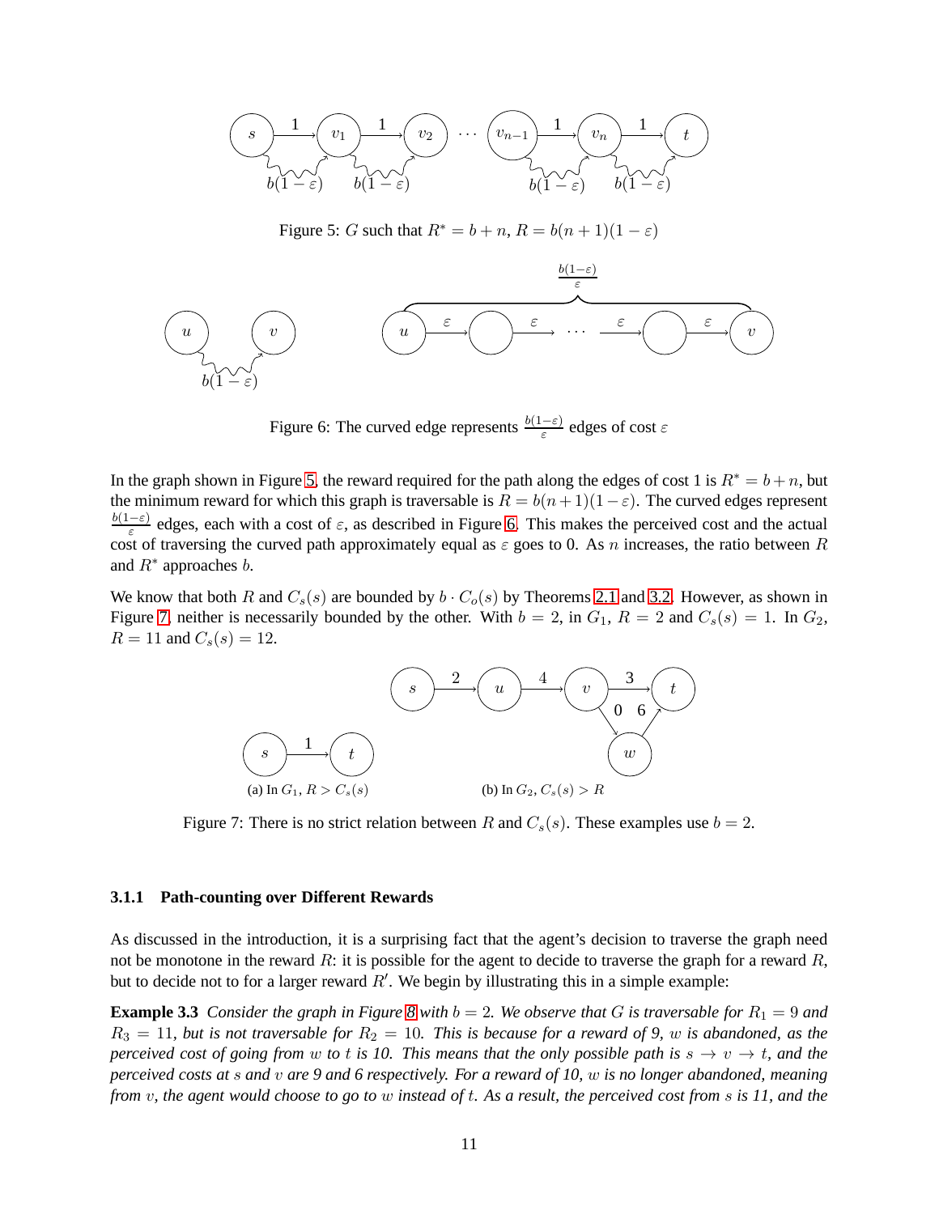Figure 5: $G$ such that $R^* = b + n$, $R = b(n+1)(1-\varepsilon)$

Figure 6: The curved edge represents $\frac{b(1-\varepsilon)}{\varepsilon}$ edges of cost $\varepsilon$

In the graph shown in Figure 5, the reward required for the path along the edges of cost 1 is $R^* = b + n$, but the minimum reward for which this graph is traversable is $R = b(n+1)(1-\varepsilon)$. The curved edges represent $\frac{b(1-\varepsilon)}{\varepsilon}$ edges, each with a cost of $\varepsilon$, as described in Figure 6. This makes the perceived cost and the actual cost of traversing the curved path approximately equal as $\varepsilon$ goes to 0. As $n$ increases, the ratio between $R$ and $R^*$ approaches $b$.

We know that both $R$ and $C_s(s)$ are bounded by $b \cdot C_o(s)$ by Theorems 2.1 and 3.2. However, as shown in Figure 7, neither is necessarily bounded by the other. With $b = 2$, in $G_1$, $R = 2$ and $C_s(s) = 1$. In $G_2$, $R = 11$ and $C_s(s) = 12$.

(a) In $G_1$, $R > C_s(s)$

(b) In $G_2$, $C_s(s) > R$

Figure 7: There is no strict relation between $R$ and $C_s(s)$. These examples use $b = 2$.

### 3.1.1 Path-counting over Different Rewards

As discussed in the introduction, it is a surprising fact that the agent's decision to traverse the graph need not be monotone in the reward $R$: it is possible for the agent to decide to traverse the graph for a reward $R$, but to decide not to for a larger reward $R'$. We begin by illustrating this in a simple example:

**Example 3.3** *Consider the graph in Figure 8 with $b = 2$. We observe that $G$ is traversable for $R_1 = 9$ and $R_3 = 11$, but is not traversable for $R_2 = 10$. This is because for a reward of 9, $w$ is abandoned, as the perceived cost of going from $w$ to $t$ is 10. This means that the only possible path is $s \to v \to t$, and the perceived costs at $s$ and $v$ are 9 and 6 respectively. For a reward of 10, $w$ is no longer abandoned, meaning from $v$, the agent would choose to go to $w$ instead of $t$. As a result, the perceived cost from $s$ is 11, and the*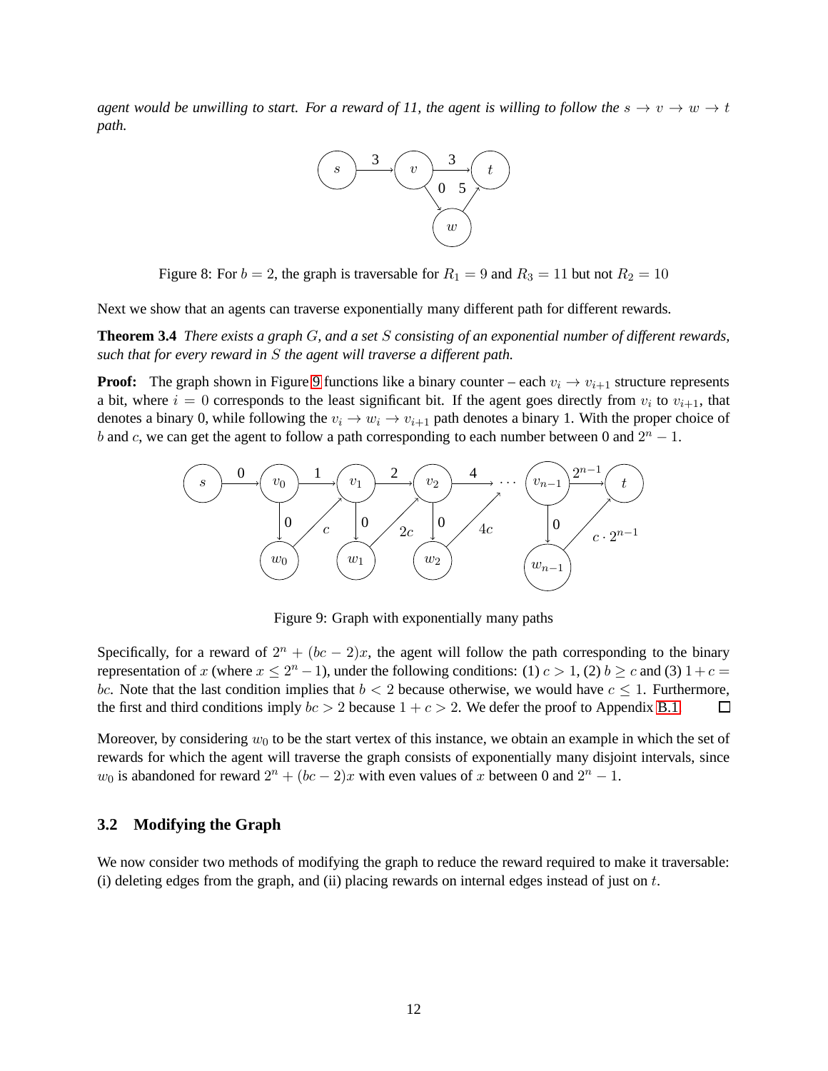*agent would be unwilling to start. For a reward of 11, the agent is willing to follow the $s \to v \to w \to t$ path.*

Figure 8: For $b = 2$, the graph is traversable for $R_1 = 9$ and $R_3 = 11$ but not $R_2 = 10$

Next we show that an agents can traverse exponentially many different path for different rewards.

**Theorem 3.4** *There exists a graph $G$, and a set $S$ consisting of an exponential number of different rewards, such that for every reward in $S$ the agent will traverse a different path.*

**Proof:** The graph shown in Figure 9 functions like a binary counter – each $v_i \to v_{i+1}$ structure represents a bit, where $i = 0$ corresponds to the least significant bit. If the agent goes directly from $v_i$ to $v_{i+1}$, that denotes a binary 0, while following the $v_i \to w_i \to v_{i+1}$ path denotes a binary 1. With the proper choice of $b$ and $c$, we can get the agent to follow a path corresponding to each number between 0 and $2^n - 1$.

Figure 9: Graph with exponentially many paths

Specifically, for a reward of $2^n + (bc - 2)x$, the agent will follow the path corresponding to the binary representation of $x$ (where $x \leq 2^n - 1$), under the following conditions: (1) $c > 1$, (2) $b \geq c$ and (3) $1 + c = bc$. Note that the last condition implies that $b < 2$ because otherwise, we would have $c \leq 1$. Furthermore, the first and third conditions imply $bc > 2$ because $1 + c > 2$. We defer the proof to Appendix B.1. □

Moreover, by considering $w_0$ to be the start vertex of this instance, we obtain an example in which the set of rewards for which the agent will traverse the graph consists of exponentially many disjoint intervals, since $w_0$ is abandoned for reward $2^n + (bc - 2)x$ with even values of $x$ between 0 and $2^n - 1$.

## 3.2 Modifying the Graph

We now consider two methods of modifying the graph to reduce the reward required to make it traversable: (i) deleting edges from the graph, and (ii) placing rewards on internal edges instead of just on $t$.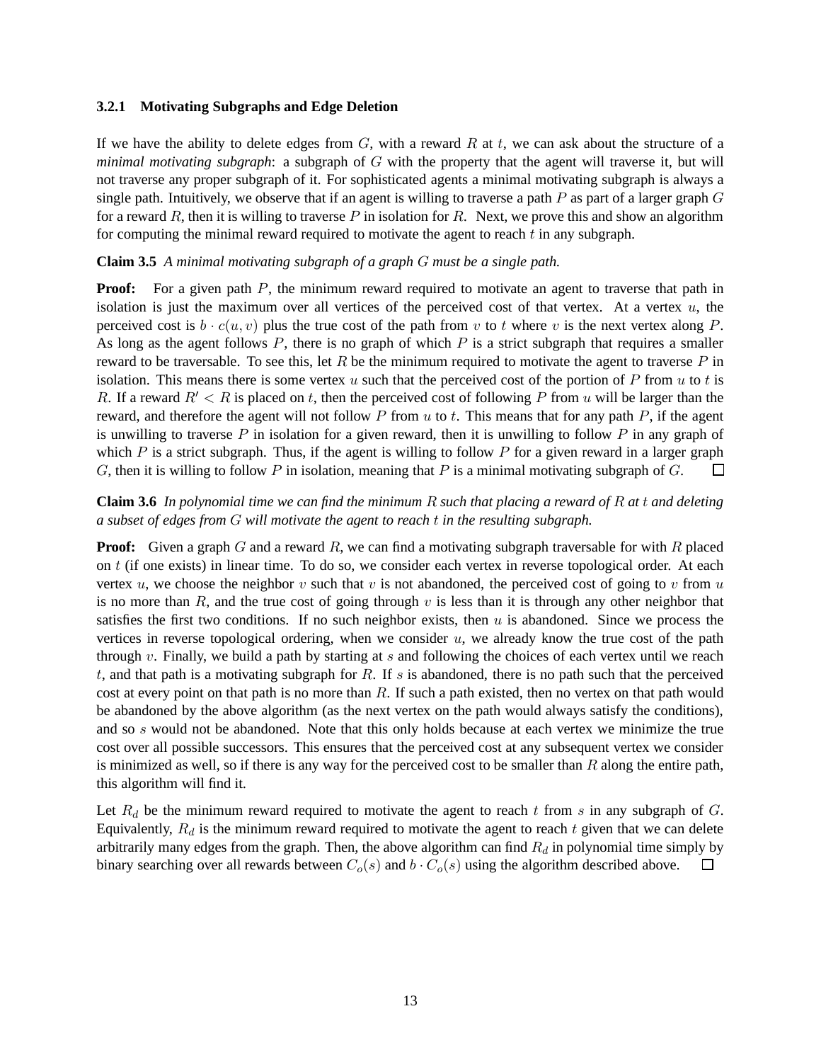### 3.2.1 Motivating Subgraphs and Edge Deletion

If we have the ability to delete edges from $G$, with a reward $R$ at $t$, we can ask about the structure of a *minimal motivating subgraph*: a subgraph of $G$ with the property that the agent will traverse it, but will not traverse any proper subgraph of it. For sophisticated agents a minimal motivating subgraph is always a single path. Intuitively, we observe that if an agent is willing to traverse a path $P$ as part of a larger graph $G$ for a reward $R$, then it is willing to traverse $P$ in isolation for $R$. Next, we prove this and show an algorithm for computing the minimal reward required to motivate the agent to reach $t$ in any subgraph.

**Claim 3.5** *A minimal motivating subgraph of a graph $G$ must be a single path.*

**Proof:** For a given path $P$, the minimum reward required to motivate an agent to traverse that path in isolation is just the maximum over all vertices of the perceived cost of that vertex. At a vertex $u$, the perceived cost is $b \cdot c(u, v)$ plus the true cost of the path from $v$ to $t$ where $v$ is the next vertex along $P$. As long as the agent follows $P$, there is no graph of which $P$ is a strict subgraph that requires a smaller reward to be traversable. To see this, let $R$ be the minimum required to motivate the agent to traverse $P$ in isolation. This means there is some vertex $u$ such that the perceived cost of the portion of $P$ from $u$ to $t$ is $R$. If a reward $R' < R$ is placed on $t$, then the perceived cost of following $P$ from $u$ will be larger than the reward, and therefore the agent will not follow $P$ from $u$ to $t$. This means that for any path $P$, if the agent is unwilling to traverse $P$ in isolation for a given reward, then it is unwilling to follow $P$ in any graph of which $P$ is a strict subgraph. Thus, if the agent is willing to follow $P$ for a given reward in a larger graph $G$, then it is willing to follow $P$ in isolation, meaning that $P$ is a minimal motivating subgraph of $G$. $\square$

**Claim 3.6** *In polynomial time we can find the minimum $R$ such that placing a reward of $R$ at $t$ and deleting a subset of edges from $G$ will motivate the agent to reach $t$ in the resulting subgraph.*

**Proof:** Given a graph $G$ and a reward $R$, we can find a motivating subgraph traversable for with $R$ placed on $t$ (if one exists) in linear time. To do so, we consider each vertex in reverse topological order. At each vertex $u$, we choose the neighbor $v$ such that $v$ is not abandoned, the perceived cost of going to $v$ from $u$ is no more than $R$, and the true cost of going through $v$ is less than it is through any other neighbor that satisfies the first two conditions. If no such neighbor exists, then $u$ is abandoned. Since we process the vertices in reverse topological ordering, when we consider $u$, we already know the true cost of the path through $v$. Finally, we build a path by starting at $s$ and following the choices of each vertex until we reach $t$, and that path is a motivating subgraph for $R$. If $s$ is abandoned, there is no path such that the perceived cost at every point on that path is no more than $R$. If such a path existed, then no vertex on that path would be abandoned by the above algorithm (as the next vertex on the path would always satisfy the conditions), and so $s$ would not be abandoned. Note that this only holds because at each vertex we minimize the true cost over all possible successors. This ensures that the perceived cost at any subsequent vertex we consider is minimized as well, so if there is any way for the perceived cost to be smaller than $R$ along the entire path, this algorithm will find it.

Let $R_d$ be the minimum reward required to motivate the agent to reach $t$ from $s$ in any subgraph of $G$. Equivalently, $R_d$ is the minimum reward required to motivate the agent to reach $t$ given that we can delete arbitrarily many edges from the graph. Then, the above algorithm can find $R_d$ in polynomial time simply by binary searching over all rewards between $C_o(s)$ and $b \cdot C_o(s)$ using the algorithm described above. $\square$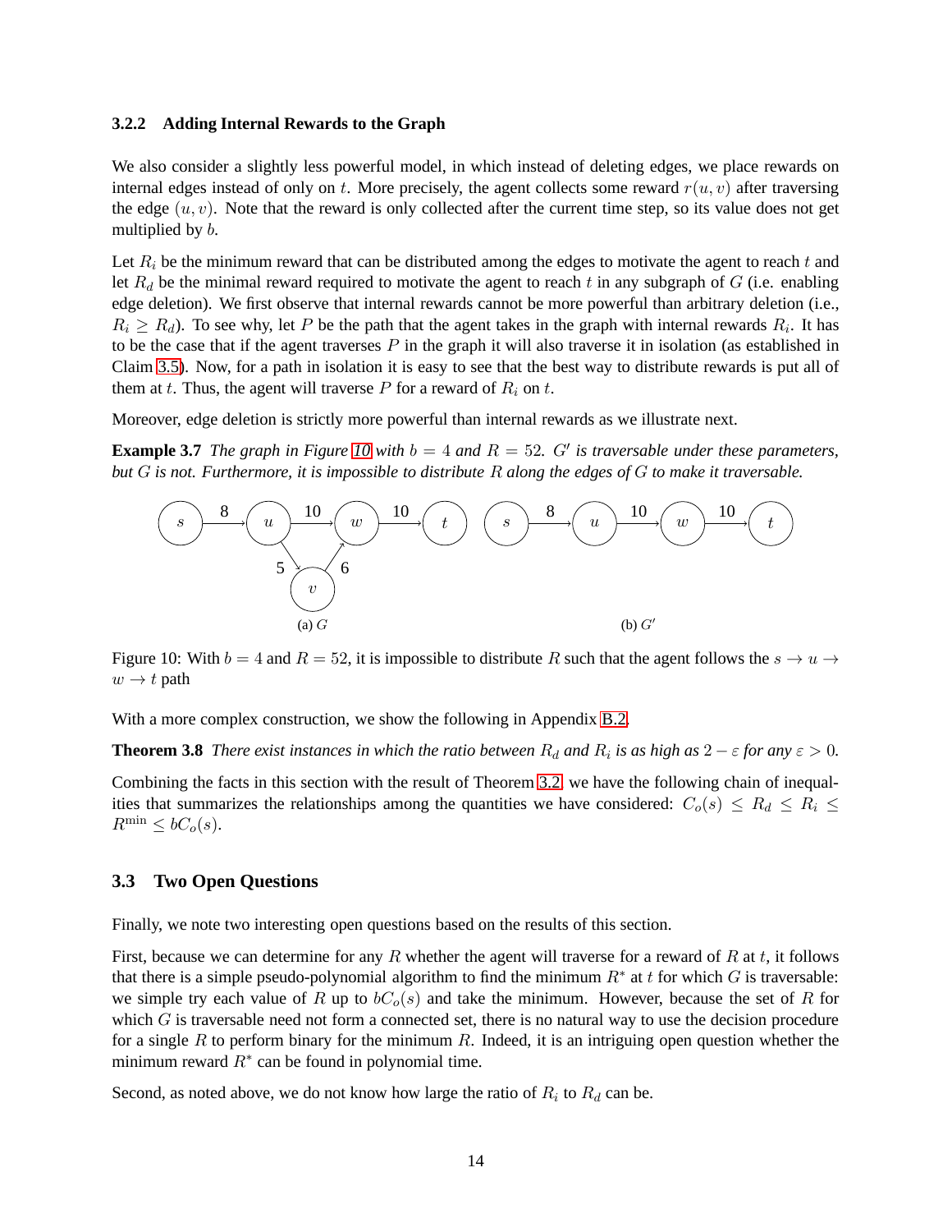### 3.2.2 Adding Internal Rewards to the Graph

We also consider a slightly less powerful model, in which instead of deleting edges, we place rewards on internal edges instead of only on $t$. More precisely, the agent collects some reward $r(u, v)$ after traversing the edge $(u, v)$. Note that the reward is only collected after the current time step, so its value does not get multiplied by $b$.

Let $R_i$ be the minimum reward that can be distributed among the edges to motivate the agent to reach $t$ and let $R_d$ be the minimal reward required to motivate the agent to reach $t$ in any subgraph of $G$ (i.e. enabling edge deletion). We first observe that internal rewards cannot be more powerful than arbitrary deletion (i.e., $R_i \geq R_d$). To see why, let $P$ be the path that the agent takes in the graph with internal rewards $R_i$. It has to be the case that if the agent traverses $P$ in the graph it will also traverse it in isolation (as established in Claim 3.5). Now, for a path in isolation it is easy to see that the best way to distribute rewards is put all of them at $t$. Thus, the agent will traverse $P$ for a reward of $R_i$ on $t$.

Moreover, edge deletion is strictly more powerful than internal rewards as we illustrate next.

**Example 3.7** *The graph in Figure 10 with $b = 4$ and $R = 52$. $G'$ is traversable under these parameters, but $G$ is not. Furthermore, it is impossible to distribute $R$ along the edges of $G$ to make it traversable.*

(a) $G$ (b) $G'$

Figure 10: With $b = 4$ and $R = 52$, it is impossible to distribute $R$ such that the agent follows the $s \to u \to w \to t$ path

With a more complex construction, we show the following in Appendix B.2.

**Theorem 3.8** *There exist instances in which the ratio between $R_d$ and $R_i$ is as high as $2 - \varepsilon$ for any $\varepsilon > 0$.*

Combining the facts in this section with the result of Theorem 3.2 we have the following chain of inequalities that summarizes the relationships among the quantities we have considered: $C_o(s) \leq R_d \leq R_i \leq R^{\min} \leq bC_o(s)$.

## 3.3 Two Open Questions

Finally, we note two interesting open questions based on the results of this section.

First, because we can determine for any $R$ whether the agent will traverse for a reward of $R$ at $t$, it follows that there is a simple pseudo-polynomial algorithm to find the minimum $R^*$ at $t$ for which $G$ is traversable: we simple try each value of $R$ up to $bC_o(s)$ and take the minimum. However, because the set of $R$ for which $G$ is traversable need not form a connected set, there is no natural way to use the decision procedure for a single $R$ to perform binary for the minimum $R$. Indeed, it is an intriguing open question whether the minimum reward $R^*$ can be found in polynomial time.

Second, as noted above, we do not know how large the ratio of $R_i$ to $R_d$ can be.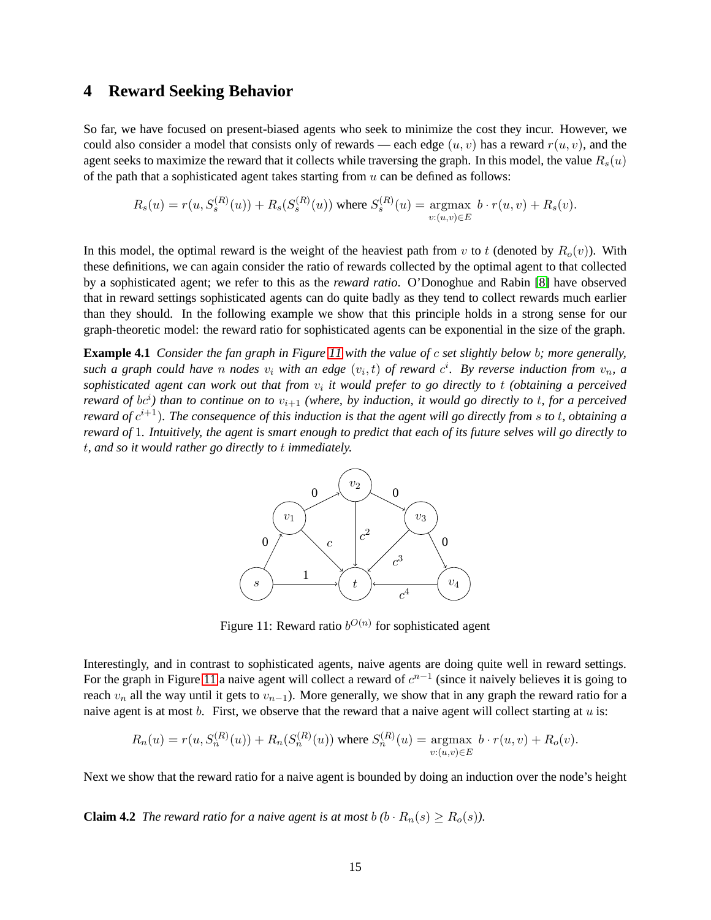## 4 Reward Seeking Behavior

So far, we have focused on present-biased agents who seek to minimize the cost they incur. However, we could also consider a model that consists only of rewards — each edge $(u, v)$ has a reward $r(u, v)$, and the agent seeks to maximize the reward that it collects while traversing the graph. In this model, the value $R_s(u)$ of the path that a sophisticated agent takes starting from $u$ can be defined as follows:

$$R_s(u) = r(u, S_s^{(R)}(u)) + R_s(S_s^{(R)}(u)) \text{ where } S_s^{(R)}(u) = \underset{v:(u,v)\in E}{\operatorname{argmax}}\ b \cdot r(u, v) + R_s(v).$$

In this model, the optimal reward is the weight of the heaviest path from $v$ to $t$ (denoted by $R_o(v)$). With these definitions, we can again consider the ratio of rewards collected by the optimal agent to that collected by a sophisticated agent; we refer to this as the *reward ratio*. O'Donoghue and Rabin [8] have observed that in reward settings sophisticated agents can do quite badly as they tend to collect rewards much earlier than they should. In the following example we show that this principle holds in a strong sense for our graph-theoretic model: the reward ratio for sophisticated agents can be exponential in the size of the graph.

**Example 4.1** *Consider the fan graph in Figure 11 with the value of $c$ set slightly below $b$; more generally, such a graph could have $n$ nodes $v_i$ with an edge $(v_i, t)$ of reward $c^i$. By reverse induction from $v_n$, a sophisticated agent can work out that from $v_i$ it would prefer to go directly to $t$ (obtaining a perceived reward of $bc^i$) than to continue on to $v_{i+1}$ (where, by induction, it would go directly to $t$, for a perceived reward of $c^{i+1}$). The consequence of this induction is that the agent will go directly from $s$ to $t$, obtaining a reward of 1. Intuitively, the agent is smart enough to predict that each of its future selves will go directly to $t$, and so it would rather go directly to $t$ immediately.*

Figure 11: Reward ratio $b^{O(n)}$ for sophisticated agent

Interestingly, and in contrast to sophisticated agents, naive agents are doing quite well in reward settings. For the graph in Figure 11 a naive agent will collect a reward of $c^{n-1}$ (since it naively believes it is going to reach $v_n$ all the way until it gets to $v_{n-1}$). More generally, we show that in any graph the reward ratio for a naive agent is at most $b$. First, we observe that the reward that a naive agent will collect starting at $u$ is:

$$R_n(u) = r(u, S_n^{(R)}(u)) + R_n(S_n^{(R)}(u)) \text{ where } S_n^{(R)}(u) = \underset{v:(u,v)\in E}{\operatorname{argmax}}\ b \cdot r(u, v) + R_o(v).$$

Next we show that the reward ratio for a naive agent is bounded by doing an induction over the node's height

**Claim 4.2** *The reward ratio for a naive agent is at most $b$ ($b \cdot R_n(s) \geq R_o(s)$).*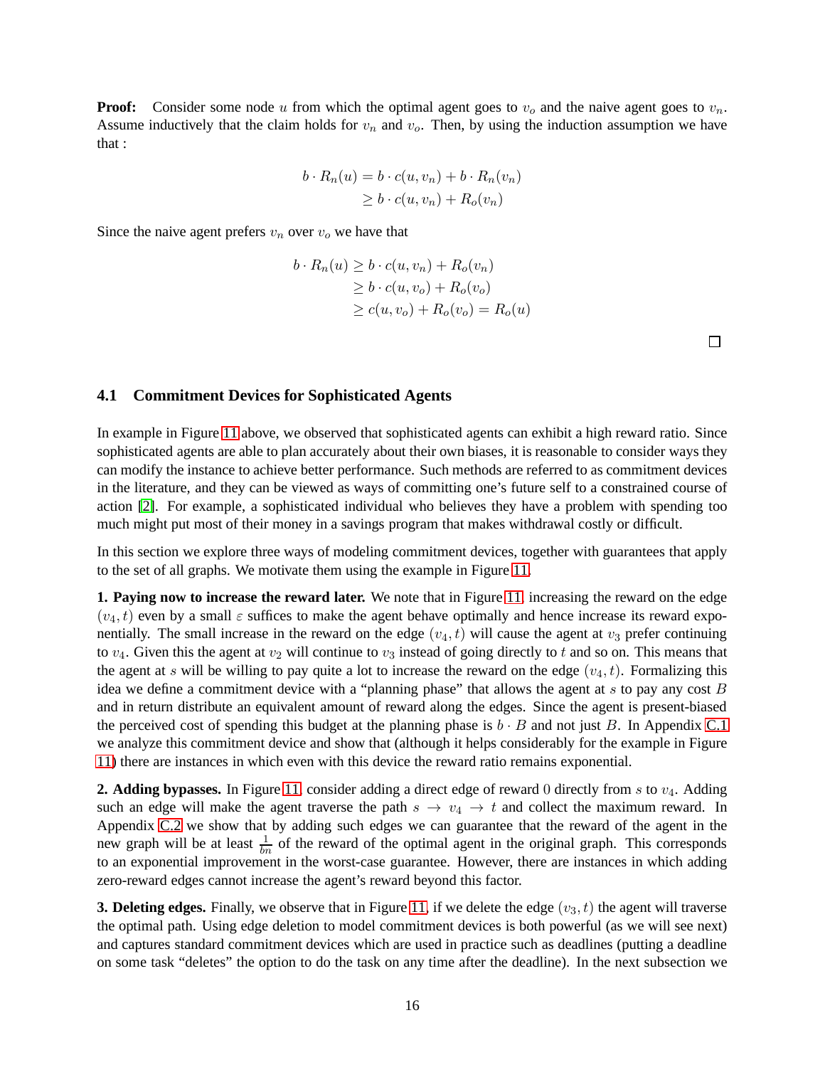**Proof:** Consider some node $u$ from which the optimal agent goes to $v_o$ and the naive agent goes to $v_n$. Assume inductively that the claim holds for $v_n$ and $v_o$. Then, by using the induction assumption we have that :

$$
\begin{aligned}
b \cdot R_n(u) &= b \cdot c(u, v_n) + b \cdot R_n(v_n) \\
&\geq b \cdot c(u, v_n) + R_o(v_n)
\end{aligned}
$$

Since the naive agent prefers $v_n$ over $v_o$ we have that

$$
\begin{aligned}
b \cdot R_n(u) &\geq b \cdot c(u, v_n) + R_o(v_n) \\
&\geq b \cdot c(u, v_o) + R_o(v_o) \\
&\geq c(u, v_o) + R_o(v_o) = R_o(u)
\end{aligned}
$$

□

### 4.1 Commitment Devices for Sophisticated Agents

In example in Figure 11 above, we observed that sophisticated agents can exhibit a high reward ratio. Since sophisticated agents are able to plan accurately about their own biases, it is reasonable to consider ways they can modify the instance to achieve better performance. Such methods are referred to as commitment devices in the literature, and they can be viewed as ways of committing one's future self to a constrained course of action [2]. For example, a sophisticated individual who believes they have a problem with spending too much might put most of their money in a savings program that makes withdrawal costly or difficult.

In this section we explore three ways of modeling commitment devices, together with guarantees that apply to the set of all graphs. We motivate them using the example in Figure 11.

**1. Paying now to increase the reward later.** We note that in Figure 11, increasing the reward on the edge $(v_4, t)$ even by a small $\varepsilon$ suffices to make the agent behave optimally and hence increase its reward exponentially. The small increase in the reward on the edge $(v_4, t)$ will cause the agent at $v_3$ prefer continuing to $v_4$. Given this the agent at $v_2$ will continue to $v_3$ instead of going directly to $t$ and so on. This means that the agent at $s$ will be willing to pay quite a lot to increase the reward on the edge $(v_4, t)$. Formalizing this idea we define a commitment device with a "planning phase" that allows the agent at $s$ to pay any cost $B$ and in return distribute an equivalent amount of reward along the edges. Since the agent is present-biased the perceived cost of spending this budget at the planning phase is $b \cdot B$ and not just $B$. In Appendix C.1 we analyze this commitment device and show that (although it helps considerably for the example in Figure 11) there are instances in which even with this device the reward ratio remains exponential.

**2. Adding bypasses.** In Figure 11, consider adding a direct edge of reward 0 directly from $s$ to $v_4$. Adding such an edge will make the agent traverse the path $s \to v_4 \to t$ and collect the maximum reward. In Appendix C.2 we show that by adding such edges we can guarantee that the reward of the agent in the new graph will be at least $\frac{1}{bn}$ of the reward of the optimal agent in the original graph. This corresponds to an exponential improvement in the worst-case guarantee. However, there are instances in which adding zero-reward edges cannot increase the agent's reward beyond this factor.

**3. Deleting edges.** Finally, we observe that in Figure 11, if we delete the edge $(v_3, t)$ the agent will traverse the optimal path. Using edge deletion to model commitment devices is both powerful (as we will see next) and captures standard commitment devices which are used in practice such as deadlines (putting a deadline on some task "deletes" the option to do the task on any time after the deadline). In the next subsection we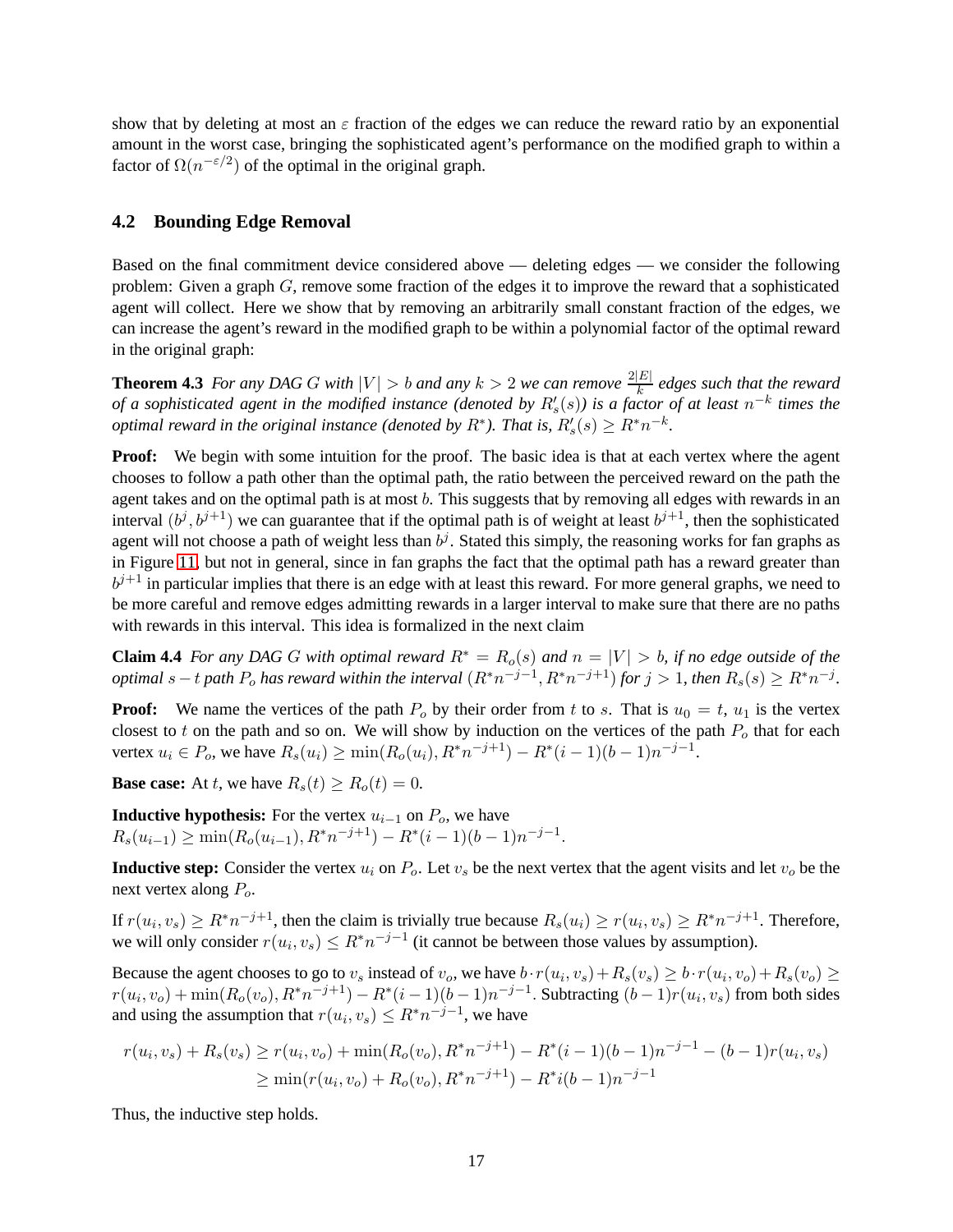show that by deleting at most an $\varepsilon$ fraction of the edges we can reduce the reward ratio by an exponential amount in the worst case, bringing the sophisticated agent's performance on the modified graph to within a factor of $\Omega(n^{-\varepsilon/2})$ of the optimal in the original graph.

### 4.2 Bounding Edge Removal

Based on the final commitment device considered above — deleting edges — we consider the following problem: Given a graph $G$, remove some fraction of the edges it to improve the reward that a sophisticated agent will collect. Here we show that by removing an arbitrarily small constant fraction of the edges, we can increase the agent's reward in the modified graph to be within a polynomial factor of the optimal reward in the original graph:

**Theorem 4.3** *For any DAG $G$ with $|V| > b$ and any $k > 2$ we can remove $\frac{2|E|}{k}$ edges such that the reward of a sophisticated agent in the modified instance (denoted by $R'_s(s)$) is a factor of at least $n^{-k}$ times the optimal reward in the original instance (denoted by $R^*$). That is, $R'_s(s) \geq R^* n^{-k}$.*

**Proof:** We begin with some intuition for the proof. The basic idea is that at each vertex where the agent chooses to follow a path other than the optimal path, the ratio between the perceived reward on the path the agent takes and on the optimal path is at most $b$. This suggests that by removing all edges with rewards in an interval $(b^j, b^{j+1})$ we can guarantee that if the optimal path is of weight at least $b^{j+1}$, then the sophisticated agent will not choose a path of weight less than $b^j$. Stated this simply, the reasoning works for fan graphs as in Figure 11, but not in general, since in fan graphs the fact that the optimal path has a reward greater than $b^{j+1}$ in particular implies that there is an edge with at least this reward. For more general graphs, we need to be more careful and remove edges admitting rewards in a larger interval to make sure that there are no paths with rewards in this interval. This idea is formalized in the next claim

**Claim 4.4** *For any DAG $G$ with optimal reward $R^* = R_o(s)$ and $n = |V| > b$, if no edge outside of the optimal $s-t$ path $P_o$ has reward within the interval $(R^* n^{-j-1}, R^* n^{-j+1})$ for $j > 1$, then $R_s(s) \geq R^* n^{-j}$.*

**Proof:** We name the vertices of the path $P_o$ by their order from $t$ to $s$. That is $u_0 = t$, $u_1$ is the vertex closest to $t$ on the path and so on. We will show by induction on the vertices of the path $P_o$ that for each vertex $u_i \in P_o$, we have $R_s(u_i) \geq \min(R_o(u_i), R^* n^{-j+1}) - R^*(i-1)(b-1)n^{-j-1}$.

**Base case:** At $t$, we have $R_s(t) \geq R_o(t) = 0$.

**Inductive hypothesis:** For the vertex $u_{i-1}$ on $P_o$, we have
$R_s(u_{i-1}) \geq \min(R_o(u_{i-1}), R^* n^{-j+1}) - R^*(i-1)(b-1)n^{-j-1}$.

**Inductive step:** Consider the vertex $u_i$ on $P_o$. Let $v_s$ be the next vertex that the agent visits and let $v_o$ be the next vertex along $P_o$.

If $r(u_i, v_s) \geq R^* n^{-j+1}$, then the claim is trivially true because $R_s(u_i) \geq r(u_i, v_s) \geq R^* n^{-j+1}$. Therefore, we will only consider $r(u_i, v_s) \leq R^* n^{-j-1}$ (it cannot be between those values by assumption).

Because the agent chooses to go to $v_s$ instead of $v_o$, we have $b \cdot r(u_i, v_s) + R_s(v_s) \geq b \cdot r(u_i, v_o) + R_s(v_o) \geq r(u_i, v_o) + \min(R_o(v_o), R^* n^{-j+1}) - R^*(i-1)(b-1)n^{-j-1}$. Subtracting $(b-1)r(u_i, v_s)$ from both sides and using the assumption that $r(u_i, v_s) \leq R^* n^{-j-1}$, we have

$$
\begin{aligned}
r(u_i, v_s) + R_s(v_s) &\geq r(u_i, v_o) + \min(R_o(v_o), R^* n^{-j+1}) - R^*(i-1)(b-1)n^{-j-1} - (b-1)r(u_i, v_s) \\
&\geq \min(r(u_i, v_o) + R_o(v_o), R^* n^{-j+1}) - R^* i(b-1)n^{-j-1}
\end{aligned}
$$

Thus, the inductive step holds.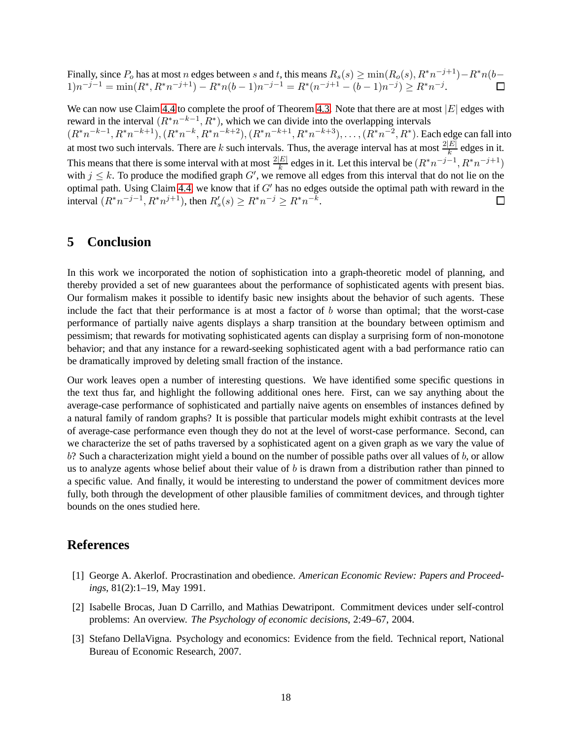Finally, since $P_o$ has at most $n$ edges between $s$ and $t$, this means $R_s(s) \geq \min(R_o(s), R^* n^{-j+1}) - R^* n(b-1)n^{-j-1} = \min(R^*, R^* n^{-j+1}) - R^* n(b-1)n^{-j-1} = R^*(n^{-j+1} - (b-1)n^{-j}) \geq R^* n^{-j}$. □

We can now use Claim 4.4 to complete the proof of Theorem 4.3. Note that there are at most $|E|$ edges with reward in the interval $(R^* n^{-k-1}, R^*)$, which we can divide into the overlapping intervals $(R^* n^{-k-1}, R^* n^{-k+1}), (R^* n^{-k}, R^* n^{-k+2}), (R^* n^{-k+1}, R^* n^{-k+3}), \ldots, (R^* n^{-2}, R^*)$. Each edge can fall into at most two such intervals. There are $k$ such intervals. Thus, the average interval has at most $\frac{2|E|}{k}$ edges in it. This means that there is some interval with at most $\frac{2|E|}{k}$ edges in it. Let this interval be $(R^* n^{-j-1}, R^* n^{-j+1})$ with $j \leq k$. To produce the modified graph $G'$, we remove all edges from this interval that do not lie on the optimal path. Using Claim 4.4, we know that if $G'$ has no edges outside the optimal path with reward in the interval $(R^* n^{-j-1}, R^* n^{j+1})$, then $R'_s(s) \geq R^* n^{-j} \geq R^* n^{-k}$. □

## 5 Conclusion

In this work we incorporated the notion of sophistication into a graph-theoretic model of planning, and thereby provided a set of new guarantees about the performance of sophisticated agents with present bias. Our formalism makes it possible to identify basic new insights about the behavior of such agents. These include the fact that their performance is at most a factor of $b$ worse than optimal; that the worst-case performance of partially naive agents displays a sharp transition at the boundary between optimism and pessimism; that rewards for motivating sophisticated agents can display a surprising form of non-monotone behavior; and that any instance for a reward-seeking sophisticated agent with a bad performance ratio can be dramatically improved by deleting small fraction of the instance.

Our work leaves open a number of interesting questions. We have identified some specific questions in the text thus far, and highlight the following additional ones here. First, can we say anything about the average-case performance of sophisticated and partially naive agents on ensembles of instances defined by a natural family of random graphs? It is possible that particular models might exhibit contrasts at the level of average-case performance even though they do not at the level of worst-case performance. Second, can we characterize the set of paths traversed by a sophisticated agent on a given graph as we vary the value of $b$? Such a characterization might yield a bound on the number of possible paths over all values of $b$, or allow us to analyze agents whose belief about their value of $b$ is drawn from a distribution rather than pinned to a specific value. And finally, it would be interesting to understand the power of commitment devices more fully, both through the development of other plausible families of commitment devices, and through tighter bounds on the ones studied here.

## References

[1] George A. Akerlof. Procrastination and obedience. *American Economic Review: Papers and Proceedings*, 81(2):1–19, May 1991.

[2] Isabelle Brocas, Juan D Carrillo, and Mathias Dewatripont. Commitment devices under self-control problems: An overview. *The Psychology of economic decisions*, 2:49–67, 2004.

[3] Stefano DellaVigna. Psychology and economics: Evidence from the field. Technical report, National Bureau of Economic Research, 2007.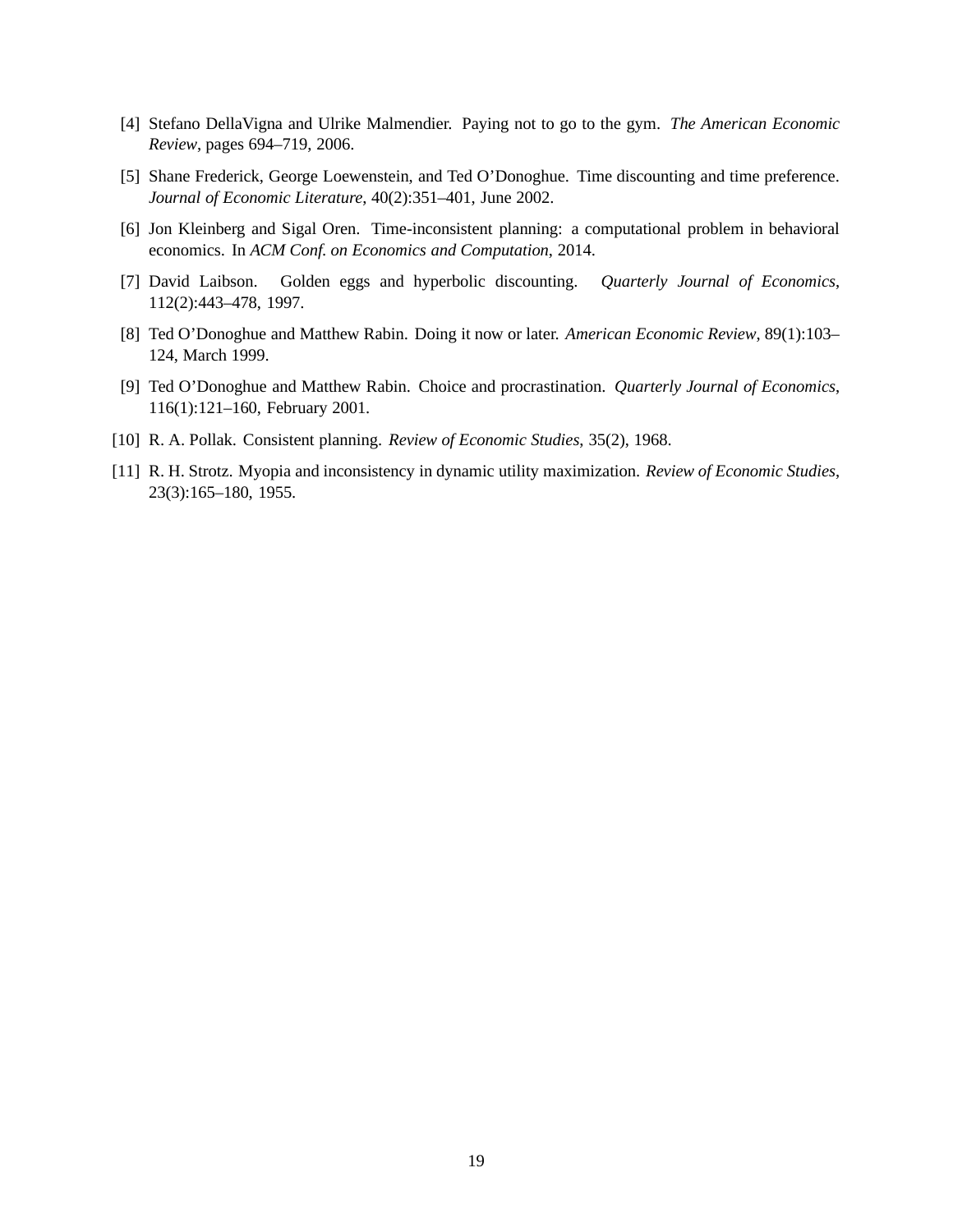[4] Stefano DellaVigna and Ulrike Malmendier. Paying not to go to the gym. *The American Economic Review*, pages 694–719, 2006.

[5] Shane Frederick, George Loewenstein, and Ted O'Donoghue. Time discounting and time preference. *Journal of Economic Literature*, 40(2):351–401, June 2002.

[6] Jon Kleinberg and Sigal Oren. Time-inconsistent planning: a computational problem in behavioral economics. In *ACM Conf. on Economics and Computation*, 2014.

[7] David Laibson. Golden eggs and hyperbolic discounting. *Quarterly Journal of Economics*, 112(2):443–478, 1997.

[8] Ted O'Donoghue and Matthew Rabin. Doing it now or later. *American Economic Review*, 89(1):103–124, March 1999.

[9] Ted O'Donoghue and Matthew Rabin. Choice and procrastination. *Quarterly Journal of Economics*, 116(1):121–160, February 2001.

[10] R. A. Pollak. Consistent planning. *Review of Economic Studies*, 35(2), 1968.

[11] R. H. Strotz. Myopia and inconsistency in dynamic utility maximization. *Review of Economic Studies*, 23(3):165–180, 1955.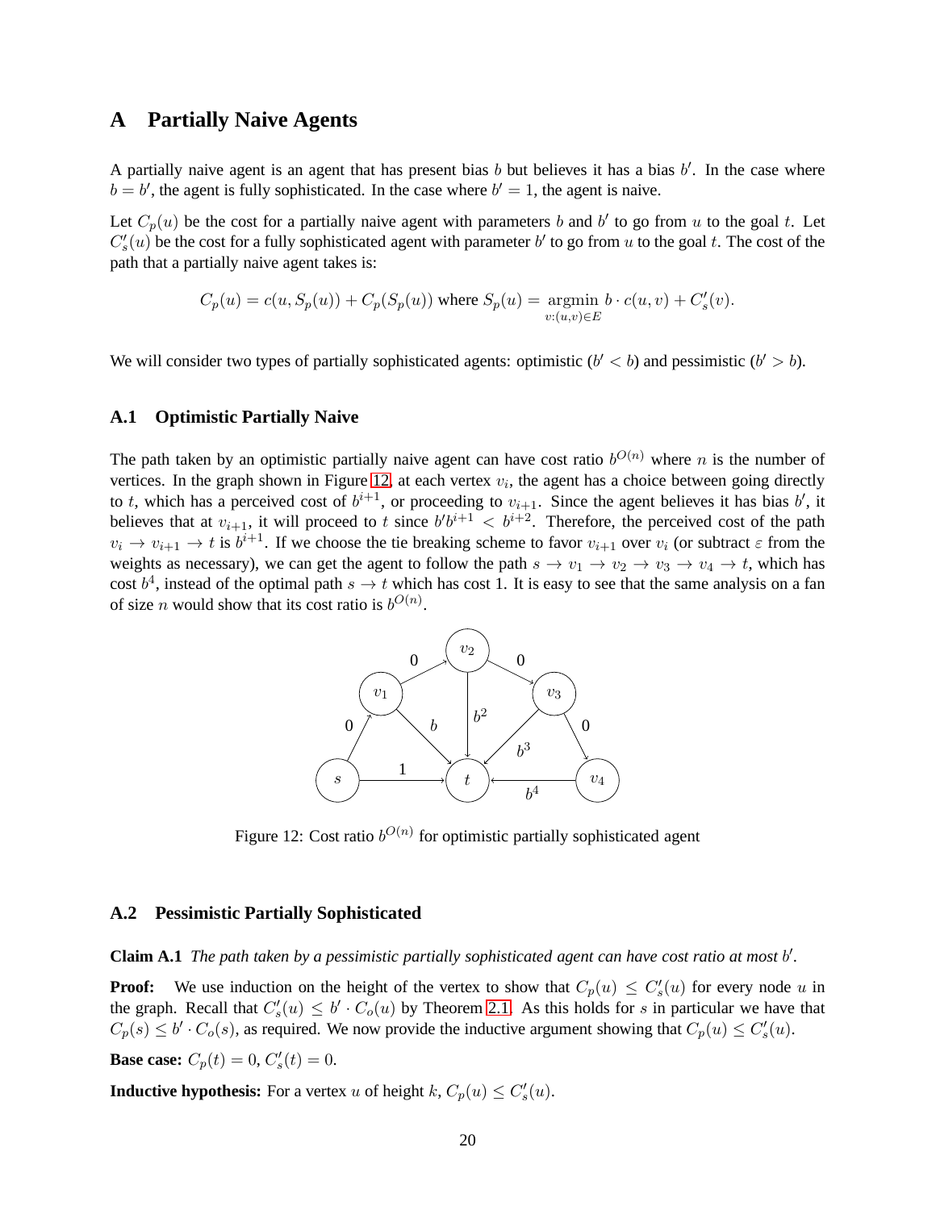## A Partially Naive Agents

A partially naive agent is an agent that has present bias $b$ but believes it has a bias $b'$. In the case where $b = b'$, the agent is fully sophisticated. In the case where $b' = 1$, the agent is naive.

Let $C_p(u)$ be the cost for a partially naive agent with parameters $b$ and $b'$ to go from $u$ to the goal $t$. Let $C'_s(u)$ be the cost for a fully sophisticated agent with parameter $b'$ to go from $u$ to the goal $t$. The cost of the path that a partially naive agent takes is:

$$C_p(u) = c(u, S_p(u)) + C_p(S_p(u)) \text{ where } S_p(u) = \underset{v:(u,v)\in E}{\operatorname{argmin}}\ b \cdot c(u, v) + C'_s(v).$$

We will consider two types of partially sophisticated agents: optimistic ($b' < b$) and pessimistic ($b' > b$).

### A.1 Optimistic Partially Naive

The path taken by an optimistic partially naive agent can have cost ratio $b^{O(n)}$ where $n$ is the number of vertices. In the graph shown in Figure 12, at each vertex $v_i$, the agent has a choice between going directly to $t$, which has a perceived cost of $b^{i+1}$, or proceeding to $v_{i+1}$. Since the agent believes it has bias $b'$, it believes that at $v_{i+1}$, it will proceed to $t$ since $b'b^{i+1} < b^{i+2}$. Therefore, the perceived cost of the path $v_i \to v_{i+1} \to t$ is $b^{i+1}$. If we choose the tie breaking scheme to favor $v_{i+1}$ over $v_i$ (or subtract $\varepsilon$ from the weights as necessary), we can get the agent to follow the path $s \to v_1 \to v_2 \to v_3 \to v_4 \to t$, which has cost $b^4$, instead of the optimal path $s \to t$ which has cost 1. It is easy to see that the same analysis on a fan of size $n$ would show that its cost ratio is $b^{O(n)}$.

Figure 12: Cost ratio $b^{O(n)}$ for optimistic partially sophisticated agent

### A.2 Pessimistic Partially Sophisticated

**Claim A.1** *The path taken by a pessimistic partially sophisticated agent can have cost ratio at most $b'$.*

**Proof:** We use induction on the height of the vertex to show that $C_p(u) \leq C'_s(u)$ for every node $u$ in the graph. Recall that $C'_s(u) \leq b' \cdot C_o(u)$ by Theorem 2.1. As this holds for $s$ in particular we have that $C_p(s) \leq b' \cdot C_o(s)$, as required. We now provide the inductive argument showing that $C_p(u) \leq C'_s(u)$.

**Base case:** $C_p(t) = 0$, $C'_s(t) = 0$.

**Inductive hypothesis:** For a vertex $u$ of height $k$, $C_p(u) \leq C'_s(u)$.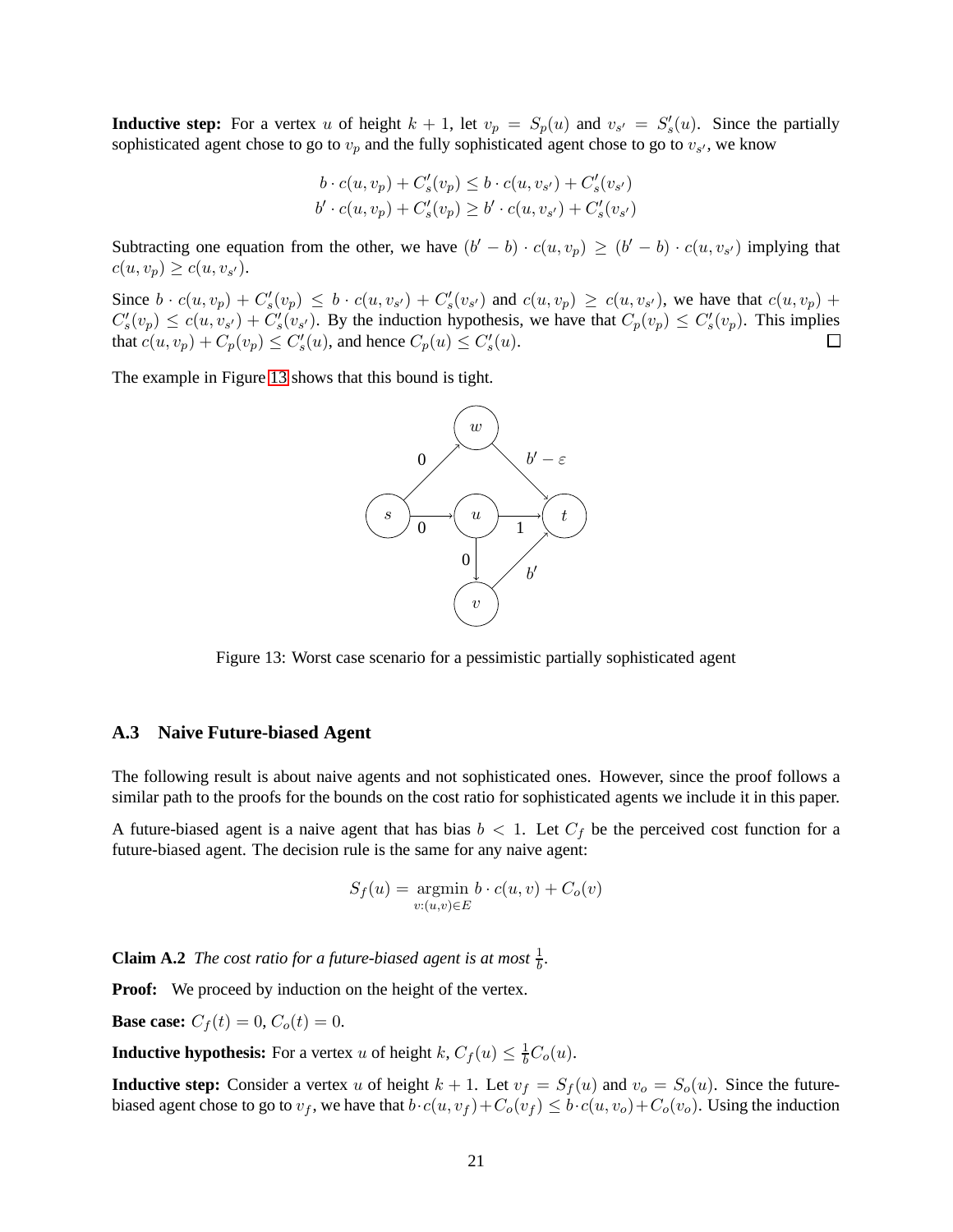**Inductive step:** For a vertex $u$ of height $k+1$, let $v_p = S_p(u)$ and $v_{s'} = S'_s(u)$. Since the partially sophisticated agent chose to go to $v_p$ and the fully sophisticated agent chose to go to $v_{s'}$, we know

$$b \cdot c(u, v_p) + C'_s(v_p) \leq b \cdot c(u, v_{s'}) + C'_s(v_{s'})$$
$$b' \cdot c(u, v_p) + C'_s(v_p) \geq b' \cdot c(u, v_{s'}) + C'_s(v_{s'})$$

Subtracting one equation from the other, we have $(b' - b) \cdot c(u, v_p) \geq (b' - b) \cdot c(u, v_{s'})$ implying that $c(u, v_p) \geq c(u, v_{s'})$.

Since $b \cdot c(u, v_p) + C'_s(v_p) \leq b \cdot c(u, v_{s'}) + C'_s(v_{s'})$ and $c(u, v_p) \geq c(u, v_{s'})$, we have that $c(u, v_p) + C'_s(v_p) \leq c(u, v_{s'}) + C'_s(v_{s'})$. By the induction hypothesis, we have that $C_p(v_p) \leq C'_s(v_p)$. This implies that $c(u, v_p) + C_p(v_p) \leq C'_s(u)$, and hence $C_p(u) \leq C'_s(u)$. □

The example in Figure 13 shows that this bound is tight.

Figure 13: Worst case scenario for a pessimistic partially sophisticated agent

### A.3 Naive Future-biased Agent

The following result is about naive agents and not sophisticated ones. However, since the proof follows a similar path to the proofs for the bounds on the cost ratio for sophisticated agents we include it in this paper.

A future-biased agent is a naive agent that has bias $b < 1$. Let $C_f$ be the perceived cost function for a future-biased agent. The decision rule is the same for any naive agent:

$$S_f(u) = \underset{v:(u,v) \in E}{\operatorname{argmin}}\ b \cdot c(u, v) + C_o(v)$$

**Claim A.2** *The cost ratio for a future-biased agent is at most $\frac{1}{b}$.*

**Proof:** We proceed by induction on the height of the vertex.

**Base case:** $C_f(t) = 0$, $C_o(t) = 0$.

**Inductive hypothesis:** For a vertex $u$ of height $k$, $C_f(u) \leq \frac{1}{b} C_o(u)$.

**Inductive step:** Consider a vertex $u$ of height $k+1$. Let $v_f = S_f(u)$ and $v_o = S_o(u)$. Since the future-biased agent chose to go to $v_f$, we have that $b \cdot c(u, v_f) + C_o(v_f) \leq b \cdot c(u, v_o) + C_o(v_o)$. Using the induction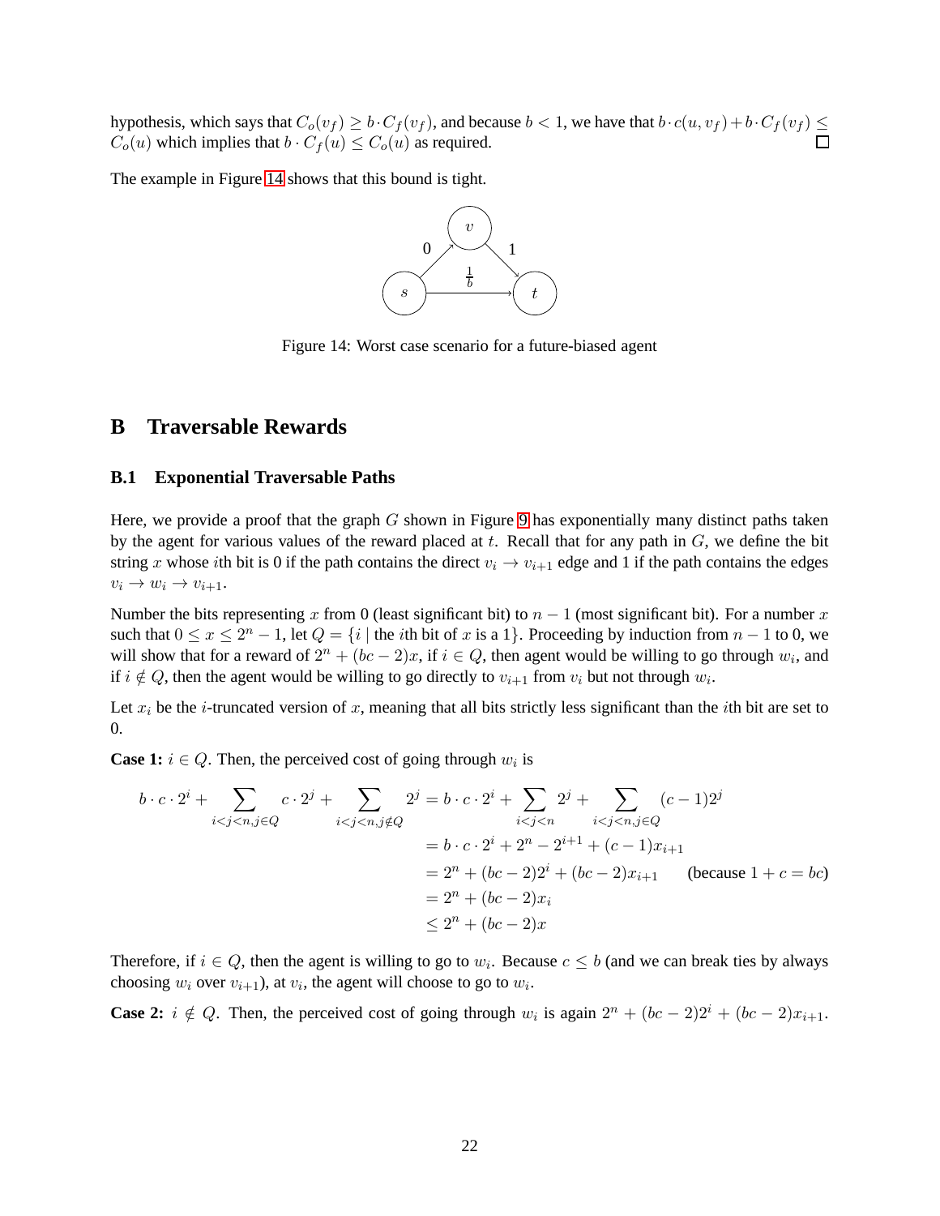hypothesis, which says that $C_o(v_f) \geq b \cdot C_f(v_f)$, and because $b < 1$, we have that $b \cdot c(u, v_f) + b \cdot C_f(v_f) \leq C_o(u)$ which implies that $b \cdot C_f(u) \leq C_o(u)$ as required. □

The example in Figure 14 shows that this bound is tight.

Figure 14: Worst case scenario for a future-biased agent

# B Traversable Rewards

## B.1 Exponential Traversable Paths

Here, we provide a proof that the graph $G$ shown in Figure 9 has exponentially many distinct paths taken by the agent for various values of the reward placed at $t$. Recall that for any path in $G$, we define the bit string $x$ whose $i$th bit is 0 if the path contains the direct $v_i \to v_{i+1}$ edge and 1 if the path contains the edges $v_i \to w_i \to v_{i+1}$.

Number the bits representing $x$ from 0 (least significant bit) to $n-1$ (most significant bit). For a number $x$ such that $0 \leq x \leq 2^n - 1$, let $Q = \{i \mid \text{the } i\text{th bit of } x \text{ is a } 1\}$. Proceeding by induction from $n-1$ to 0, we will show that for a reward of $2^n + (bc-2)x$, if $i \in Q$, then agent would be willing to go through $w_i$, and if $i \notin Q$, then the agent would be willing to go directly to $v_{i+1}$ from $v_i$ but not through $w_i$.

Let $x_i$ be the $i$-truncated version of $x$, meaning that all bits strictly less significant than the $i$th bit are set to 0.

**Case 1:** $i \in Q$. Then, the perceived cost of going through $w_i$ is

$$
\begin{aligned}
b \cdot c \cdot 2^i + \sum_{i<j<n, j \in Q} c \cdot 2^j + \sum_{i<j<n, j \notin Q} 2^j &= b \cdot c \cdot 2^i + \sum_{i<j<n} 2^j + \sum_{i<j<n, j \in Q} (c-1)2^j \\
&= b \cdot c \cdot 2^i + 2^n - 2^{i+1} + (c-1)x_{i+1} \\
&= 2^n + (bc-2)2^i + (bc-2)x_{i+1} \qquad \text{(because } 1 + c = bc\text{)} \\
&= 2^n + (bc-2)x_i \\
&\leq 2^n + (bc-2)x
\end{aligned}
$$

Therefore, if $i \in Q$, then the agent is willing to go to $w_i$. Because $c \leq b$ (and we can break ties by always choosing $w_i$ over $v_{i+1}$), at $v_i$, the agent will choose to go to $w_i$.

**Case 2:** $i \notin Q$. Then, the perceived cost of going through $w_i$ is again $2^n + (bc-2)2^i + (bc-2)x_{i+1}$.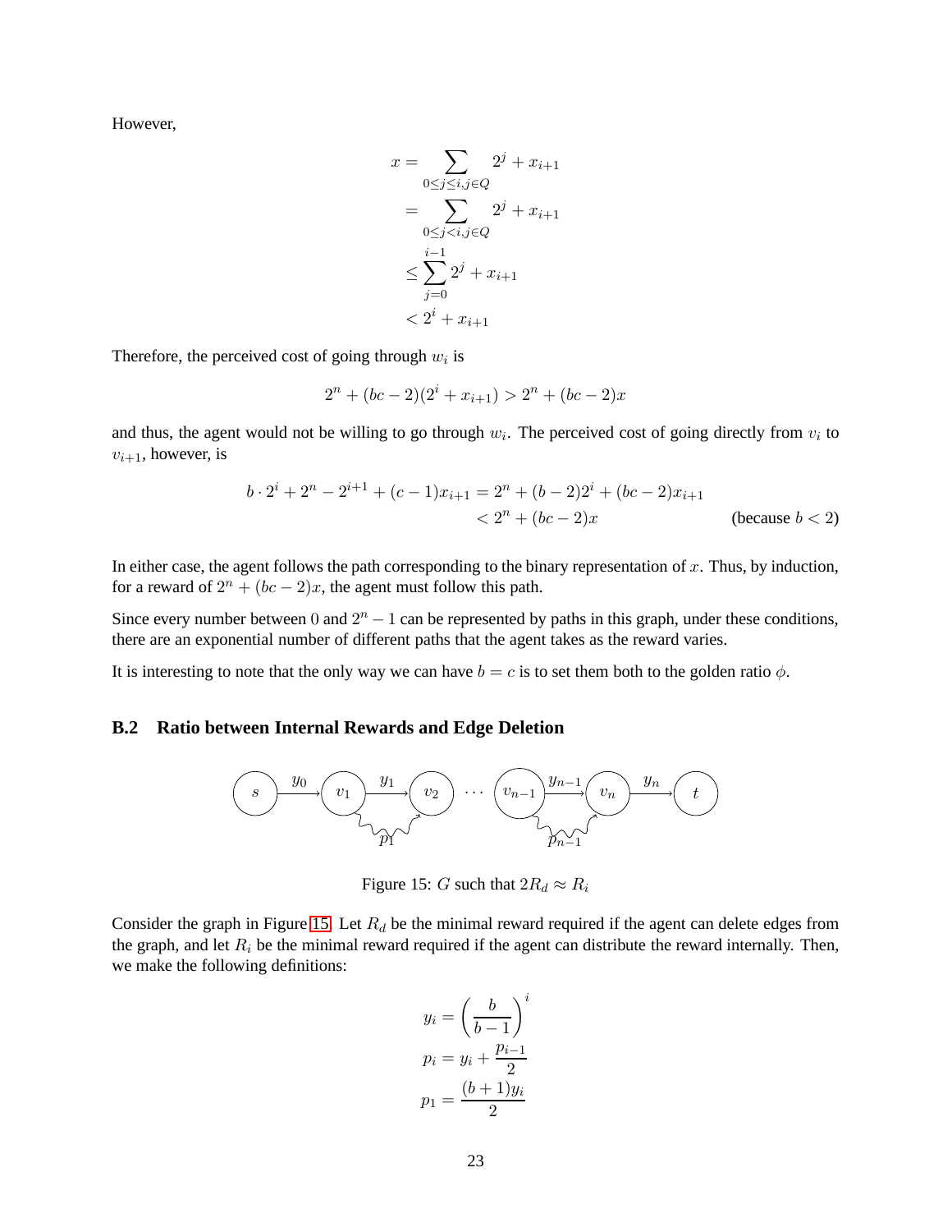However,

$$
\begin{aligned}
x &= \sum_{0 \le j \le i, j \in Q} 2^j + x_{i+1} \\
&= \sum_{0 \le j < i, j \in Q} 2^j + x_{i+1} \\
&\le \sum_{j=0}^{i-1} 2^j + x_{i+1} \\
&< 2^i + x_{i+1}
\end{aligned}
$$

Therefore, the perceived cost of going through $w_i$ is

$$
2^n + (bc - 2)(2^i + x_{i+1}) > 2^n + (bc - 2)x
$$

and thus, the agent would not be willing to go through $w_i$. The perceived cost of going directly from $v_i$ to $v_{i+1}$, however, is

$$
\begin{aligned}
b \cdot 2^i + 2^n - 2^{i+1} + (c-1)x_{i+1} &= 2^n + (b-2)2^i + (bc-2)x_{i+1} \\
&< 2^n + (bc-2)x \qquad \text{(because } b < 2\text{)}
\end{aligned}
$$

In either case, the agent follows the path corresponding to the binary representation of $x$. Thus, by induction, for a reward of $2^n + (bc - 2)x$, the agent must follow this path.

Since every number between $0$ and $2^n - 1$ can be represented by paths in this graph, under these conditions, there are an exponential number of different paths that the agent takes as the reward varies.

It is interesting to note that the only way we can have $b = c$ is to set them both to the golden ratio $\phi$.

## B.2 Ratio between Internal Rewards and Edge Deletion

Figure 15: $G$ such that $2R_d \approx R_i$

Consider the graph in Figure 15. Let $R_d$ be the minimal reward required if the agent can delete edges from the graph, and let $R_i$ be the minimal reward required if the agent can distribute the reward internally. Then, we make the following definitions:

$$
\begin{aligned}
y_i &= \left(\frac{b}{b-1}\right)^i \\
p_i &= y_i + \frac{p_{i-1}}{2} \\
p_1 &= \frac{(b+1)y_i}{2}
\end{aligned}
$$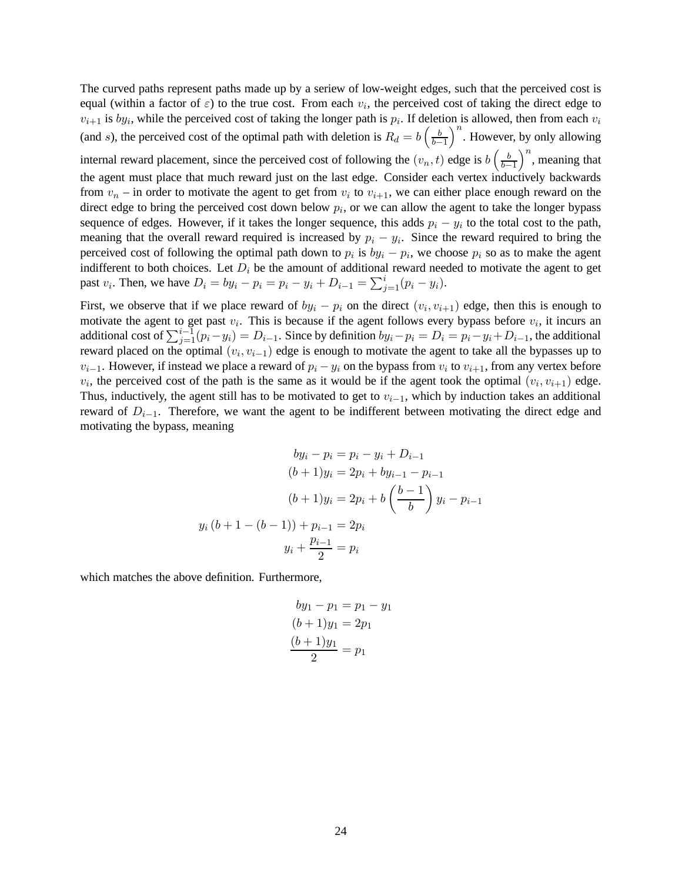The curved paths represent paths made up by a seriew of low-weight edges, such that the perceived cost is equal (within a factor of $\varepsilon$) to the true cost. From each $v_i$, the perceived cost of taking the direct edge to $v_{i+1}$ is $by_i$, while the perceived cost of taking the longer path is $p_i$. If deletion is allowed, then from each $v_i$ (and $s$), the perceived cost of the optimal path with deletion is $R_d = b\left(\frac{b}{b-1}\right)^n$. However, by only allowing internal reward placement, since the perceived cost of following the $(v_n, t)$ edge is $b\left(\frac{b}{b-1}\right)^n$, meaning that the agent must place that much reward just on the last edge. Consider each vertex inductively backwards from $v_n$ – in order to motivate the agent to get from $v_i$ to $v_{i+1}$, we can either place enough reward on the direct edge to bring the perceived cost down below $p_i$, or we can allow the agent to take the longer bypass sequence of edges. However, if it takes the longer sequence, this adds $p_i - y_i$ to the total cost to the path, meaning that the overall reward required is increased by $p_i - y_i$. Since the reward required to bring the perceived cost of following the optimal path down to $p_i$ is $by_i - p_i$, we choose $p_i$ so as to make the agent indifferent to both choices. Let $D_i$ be the amount of additional reward needed to motivate the agent to get past $v_i$. Then, we have $D_i = by_i - p_i = p_i - y_i + D_{i-1} = \sum_{j=1}^{i}(p_i - y_i)$.

First, we observe that if we place reward of $by_i - p_i$ on the direct $(v_i, v_{i+1})$ edge, then this is enough to motivate the agent to get past $v_i$. This is because if the agent follows every bypass before $v_i$, it incurs an additional cost of $\sum_{j=1}^{i-1}(p_i - y_i) = D_{i-1}$. Since by definition $by_i - p_i = D_i = p_i - y_i + D_{i-1}$, the additional reward placed on the optimal $(v_i, v_{i-1})$ edge is enough to motivate the agent to take all the bypasses up to $v_{i-1}$. However, if instead we place a reward of $p_i - y_i$ on the bypass from $v_i$ to $v_{i+1}$, from any vertex before $v_i$, the perceived cost of the path is the same as it would be if the agent took the optimal $(v_i, v_{i+1})$ edge. Thus, inductively, the agent still has to be motivated to get to $v_{i-1}$, which by induction takes an additional reward of $D_{i-1}$. Therefore, we want the agent to be indifferent between motivating the direct edge and motivating the bypass, meaning

$$
\begin{aligned}
by_i - p_i &= p_i - y_i + D_{i-1} \\
(b+1)y_i &= 2p_i + by_{i-1} - p_{i-1} \\
(b+1)y_i &= 2p_i + b\left(\frac{b-1}{b}\right)y_i - p_{i-1} \\
y_i\left(b + 1 - (b-1)\right) + p_{i-1} &= 2p_i \\
y_i + \frac{p_{i-1}}{2} &= p_i
\end{aligned}
$$

which matches the above definition. Furthermore,

$$
\begin{aligned}
by_1 - p_1 &= p_1 - y_1 \\
(b+1)y_1 &= 2p_1 \\
\frac{(b+1)y_1}{2} &= p_1
\end{aligned}
$$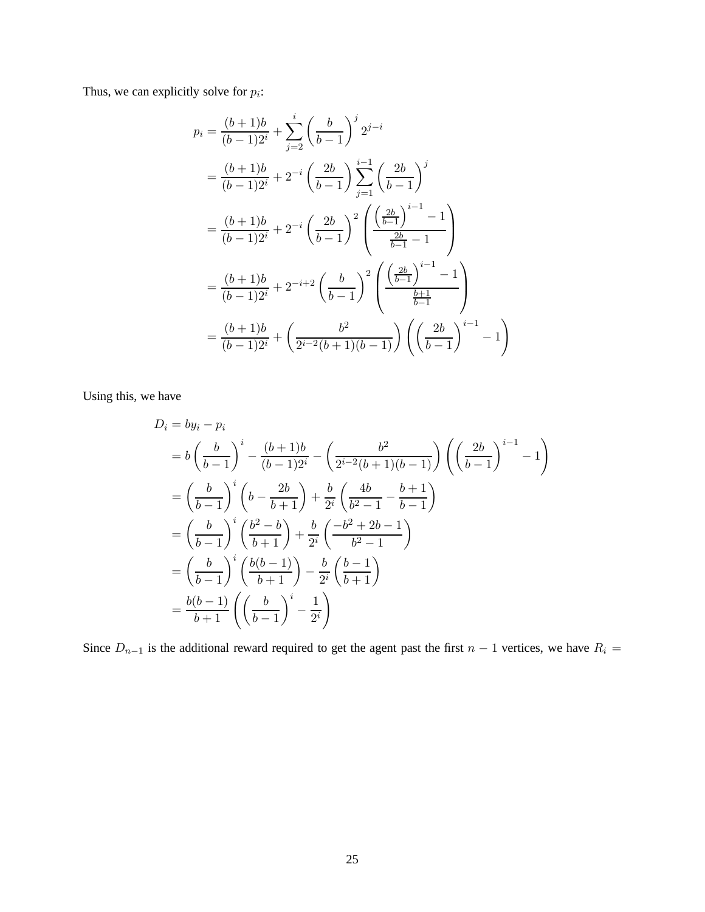Thus, we can explicitly solve for $p_i$:

$$
\begin{aligned}
p_i &= \frac{(b+1)b}{(b-1)2^i} + \sum_{j=2}^{i} \left(\frac{b}{b-1}\right)^j 2^{j-i} \\
&= \frac{(b+1)b}{(b-1)2^i} + 2^{-i}\left(\frac{2b}{b-1}\right) \sum_{j=1}^{i-1} \left(\frac{2b}{b-1}\right)^j \\
&= \frac{(b+1)b}{(b-1)2^i} + 2^{-i}\left(\frac{2b}{b-1}\right)^2 \left(\frac{\left(\frac{2b}{b-1}\right)^{i-1} - 1}{\frac{2b}{b-1} - 1}\right) \\
&= \frac{(b+1)b}{(b-1)2^i} + 2^{-i+2}\left(\frac{b}{b-1}\right)^2 \left(\frac{\left(\frac{2b}{b-1}\right)^{i-1} - 1}{\frac{b+1}{b-1}}\right) \\
&= \frac{(b+1)b}{(b-1)2^i} + \left(\frac{b^2}{2^{i-2}(b+1)(b-1)}\right)\left(\left(\frac{2b}{b-1}\right)^{i-1} - 1\right)
\end{aligned}
$$

Using this, we have

$$
\begin{aligned}
D_i &= by_i - p_i \\
&= b\left(\frac{b}{b-1}\right)^i - \frac{(b+1)b}{(b-1)2^i} - \left(\frac{b^2}{2^{i-2}(b+1)(b-1)}\right)\left(\left(\frac{2b}{b-1}\right)^{i-1} - 1\right) \\
&= \left(\frac{b}{b-1}\right)^i \left(b - \frac{2b}{b+1}\right) + \frac{b}{2^i}\left(\frac{4b}{b^2-1} - \frac{b+1}{b-1}\right) \\
&= \left(\frac{b}{b-1}\right)^i \left(\frac{b^2-b}{b+1}\right) + \frac{b}{2^i}\left(\frac{-b^2+2b-1}{b^2-1}\right) \\
&= \left(\frac{b}{b-1}\right)^i \left(\frac{b(b-1)}{b+1}\right) - \frac{b}{2^i}\left(\frac{b-1}{b+1}\right) \\
&= \frac{b(b-1)}{b+1}\left(\left(\frac{b}{b-1}\right)^i - \frac{1}{2^i}\right)
\end{aligned}
$$

Since $D_{n-1}$ is the additional reward required to get the agent past the first $n-1$ vertices, we have $R_i =$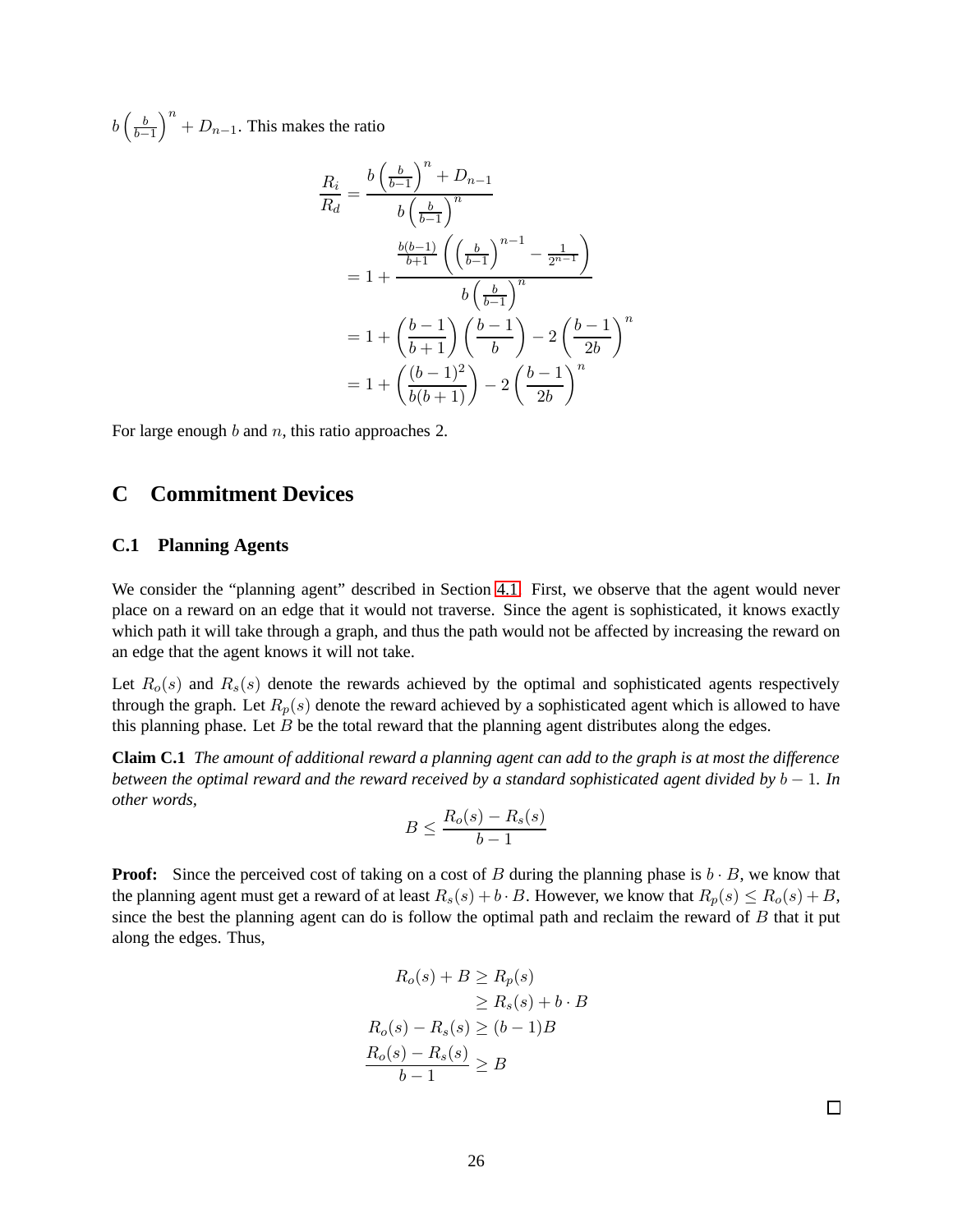$b\left(\frac{b}{b-1}\right)^n + D_{n-1}$. This makes the ratio

$$
\begin{aligned}
\frac{R_i}{R_d} &= \frac{b\left(\frac{b}{b-1}\right)^n + D_{n-1}}{b\left(\frac{b}{b-1}\right)^n} \\
&= 1 + \frac{\frac{b(b-1)}{b+1}\left(\left(\frac{b}{b-1}\right)^{n-1} - \frac{1}{2^{n-1}}\right)}{b\left(\frac{b}{b-1}\right)^n} \\
&= 1 + \left(\frac{b-1}{b+1}\right)\left(\frac{b-1}{b}\right) - 2\left(\frac{b-1}{2b}\right)^n \\
&= 1 + \left(\frac{(b-1)^2}{b(b+1)}\right) - 2\left(\frac{b-1}{2b}\right)^n
\end{aligned}
$$

For large enough $b$ and $n$, this ratio approaches 2.

# C Commitment Devices

## C.1 Planning Agents

We consider the "planning agent" described in Section 4.1. First, we observe that the agent would never place on a reward on an edge that it would not traverse. Since the agent is sophisticated, it knows exactly which path it will take through a graph, and thus the path would not be affected by increasing the reward on an edge that the agent knows it will not take.

Let $R_o(s)$ and $R_s(s)$ denote the rewards achieved by the optimal and sophisticated agents respectively through the graph. Let $R_p(s)$ denote the reward achieved by a sophisticated agent which is allowed to have this planning phase. Let $B$ be the total reward that the planning agent distributes along the edges.

**Claim C.1** *The amount of additional reward a planning agent can add to the graph is at most the difference between the optimal reward and the reward received by a standard sophisticated agent divided by $b-1$. In other words,*

$$B \leq \frac{R_o(s) - R_s(s)}{b-1}$$

**Proof:** Since the perceived cost of taking on a cost of $B$ during the planning phase is $b \cdot B$, we know that the planning agent must get a reward of at least $R_s(s) + b \cdot B$. However, we know that $R_p(s) \leq R_o(s) + B$, since the best the planning agent can do is follow the optimal path and reclaim the reward of $B$ that it put along the edges. Thus,

$$
\begin{aligned}
R_o(s) + B &\geq R_p(s) \\
&\geq R_s(s) + b \cdot B \\
R_o(s) - R_s(s) &\geq (b-1)B \\
\frac{R_o(s) - R_s(s)}{b-1} &\geq B
\end{aligned}
$$

□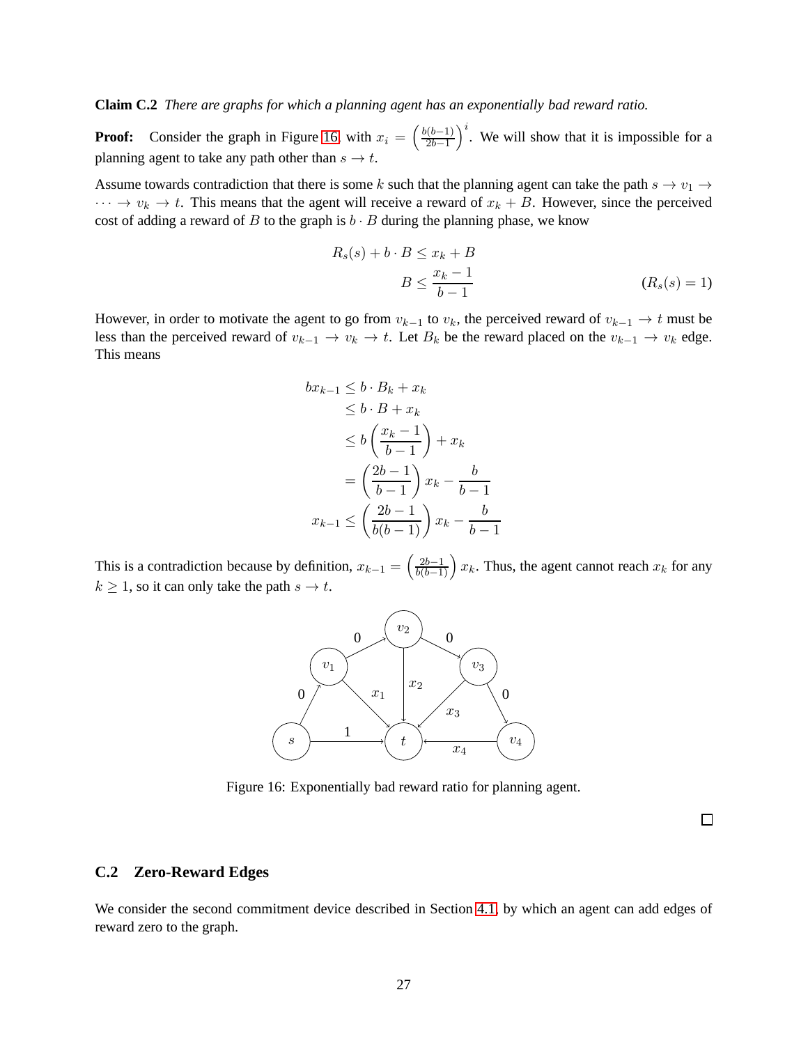**Claim C.2** *There are graphs for which a planning agent has an exponentially bad reward ratio.*

**Proof:** Consider the graph in Figure 16 with $x_i = \left(\frac{b(b-1)}{2b-1}\right)^i$. We will show that it is impossible for a planning agent to take any path other than $s \to t$.

Assume towards contradiction that there is some $k$ such that the planning agent can take the path $s \to v_1 \to \cdots \to v_k \to t$. This means that the agent will receive a reward of $x_k + B$. However, since the perceived cost of adding a reward of $B$ to the graph is $b \cdot B$ during the planning phase, we know

$$
\begin{aligned}
R_s(s) + b \cdot B &\leq x_k + B \\
B &\leq \frac{x_k - 1}{b-1} \qquad (R_s(s) = 1)
\end{aligned}
$$

However, in order to motivate the agent to go from $v_{k-1}$ to $v_k$, the perceived reward of $v_{k-1} \to t$ must be less than the perceived reward of $v_{k-1} \to v_k \to t$. Let $B_k$ be the reward placed on the $v_{k-1} \to v_k$ edge. This means

$$
\begin{aligned}
bx_{k-1} &\leq b \cdot B_k + x_k \\
&\leq b \cdot B + x_k \\
&\leq b\left(\frac{x_k - 1}{b-1}\right) + x_k \\
&= \left(\frac{2b-1}{b-1}\right) x_k - \frac{b}{b-1} \\
x_{k-1} &\leq \left(\frac{2b-1}{b(b-1)}\right) x_k - \frac{b}{b-1}
\end{aligned}
$$

This is a contradiction because by definition, $x_{k-1} = \left(\frac{2b-1}{b(b-1)}\right) x_k$. Thus, the agent cannot reach $x_k$ for any $k \geq 1$, so it can only take the path $s \to t$.

Figure 16: Exponentially bad reward ratio for planning agent.

□

## C.2 Zero-Reward Edges

We consider the second commitment device described in Section 4.1, by which an agent can add edges of reward zero to the graph.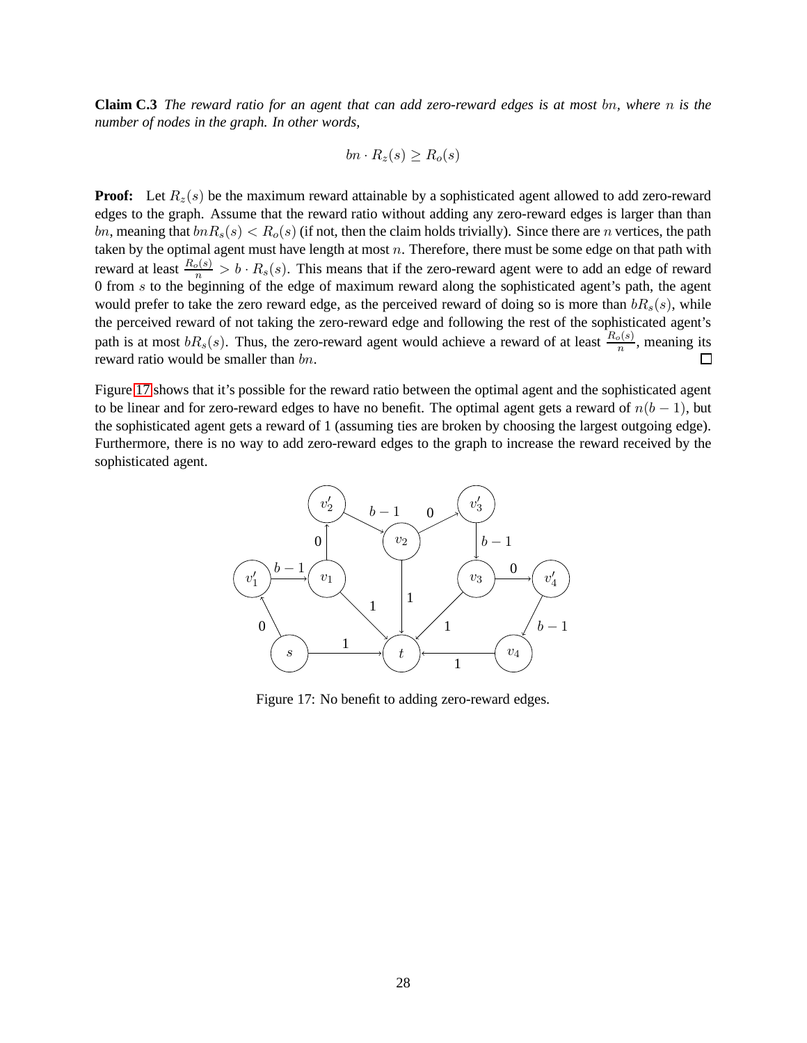**Claim C.3** *The reward ratio for an agent that can add zero-reward edges is at most $bn$, where $n$ is the number of nodes in the graph. In other words,*

$$bn \cdot R_z(s) \geq R_o(s)$$

**Proof:** Let $R_z(s)$ be the maximum reward attainable by a sophisticated agent allowed to add zero-reward edges to the graph. Assume that the reward ratio without adding any zero-reward edges is larger than than $bn$, meaning that $bnR_s(s) < R_o(s)$ (if not, then the claim holds trivially). Since there are $n$ vertices, the path taken by the optimal agent must have length at most $n$. Therefore, there must be some edge on that path with reward at least $\frac{R_o(s)}{n} > b \cdot R_s(s)$. This means that if the zero-reward agent were to add an edge of reward 0 from $s$ to the beginning of the edge of maximum reward along the sophisticated agent's path, the agent would prefer to take the zero reward edge, as the perceived reward of doing so is more than $bR_s(s)$, while the perceived reward of not taking the zero-reward edge and following the rest of the sophisticated agent's path is at most $bR_s(s)$. Thus, the zero-reward agent would achieve a reward of at least $\frac{R_o(s)}{n}$, meaning its reward ratio would be smaller than $bn$. □

Figure 17 shows that it's possible for the reward ratio between the optimal agent and the sophisticated agent to be linear and for zero-reward edges to have no benefit. The optimal agent gets a reward of $n(b-1)$, but the sophisticated agent gets a reward of 1 (assuming ties are broken by choosing the largest outgoing edge). Furthermore, there is no way to add zero-reward edges to the graph to increase the reward received by the sophisticated agent.

$v_2'$ $b-1$ $0$ $v_3'$
$0$ $v_2$ $b-1$
$v_1'$ $b-1$ $v_1$ $v_3$ $0$ $v_4'$
$1$ $1$
$0$ $1$ $b-1$
$s$ $1$ $t$ $v_4$
$1$

Figure 17: No benefit to adding zero-reward edges.